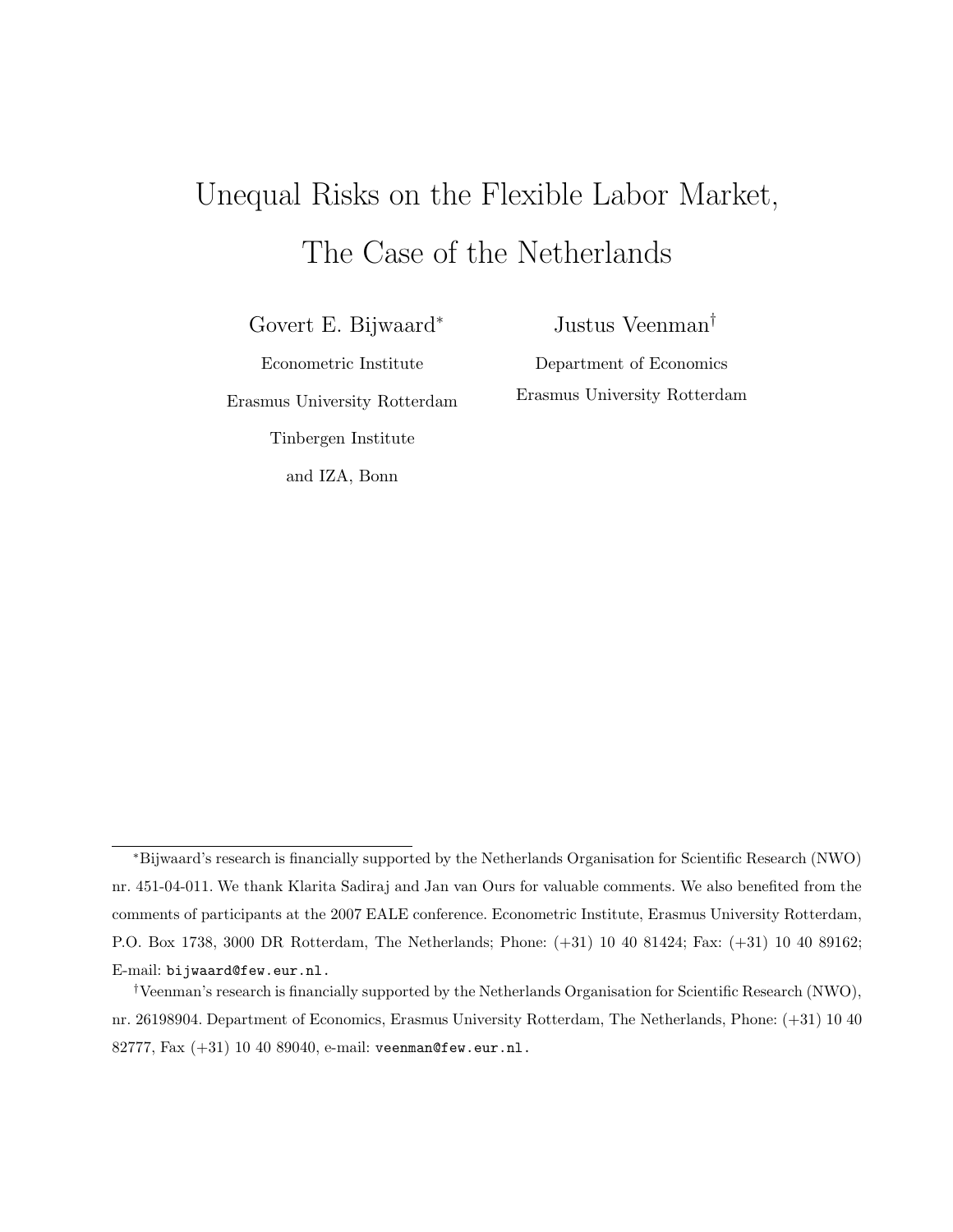# Unequal Risks on the Flexible Labor Market, The Case of the Netherlands

Govert E. Bijwaard*

Econometric Institute

Erasmus University Rotterdam

Tinbergen Institute

and IZA, Bonn

Justus Veenman†

Department of Economics

Erasmus University Rotterdam

---

*Bijwaard's research is financially supported by the Netherlands Organisation for Scientific Research (NWO) nr. 451-04-011. We thank Klarita Sadiraj and Jan van Ours for valuable comments. We also benefited from the comments of participants at the 2007 EALE conference. Econometric Institute, Erasmus University Rotterdam, P.O. Box 1738, 3000 DR Rotterdam, The Netherlands; Phone: (+31) 10 40 81424; Fax: (+31) 10 40 89162; E-mail: bijwaard@few.eur.nl.

†Veenman's research is financially supported by the Netherlands Organisation for Scientific Research (NWO), nr. 26198904. Department of Economics, Erasmus University Rotterdam, The Netherlands, Phone: (+31) 10 40 82777, Fax (+31) 10 40 89040, e-mail: veenman@few.eur.nl.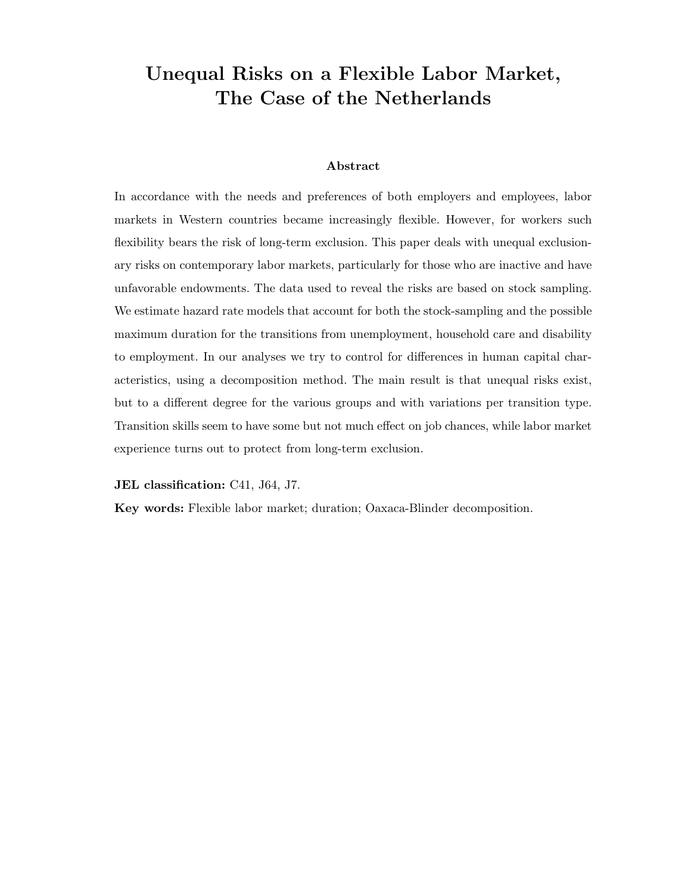# Unequal Risks on a Flexible Labor Market, The Case of the Netherlands

### Abstract

In accordance with the needs and preferences of both employers and employees, labor markets in Western countries became increasingly flexible. However, for workers such flexibility bears the risk of long-term exclusion. This paper deals with unequal exclusionary risks on contemporary labor markets, particularly for those who are inactive and have unfavorable endowments. The data used to reveal the risks are based on stock sampling. We estimate hazard rate models that account for both the stock-sampling and the possible maximum duration for the transitions from unemployment, household care and disability to employment. In our analyses we try to control for differences in human capital characteristics, using a decomposition method. The main result is that unequal risks exist, but to a different degree for the various groups and with variations per transition type. Transition skills seem to have some but not much effect on job chances, while labor market experience turns out to protect from long-term exclusion.

**JEL classification:** C41, J64, J7.

**Key words:** Flexible labor market; duration; Oaxaca-Blinder decomposition.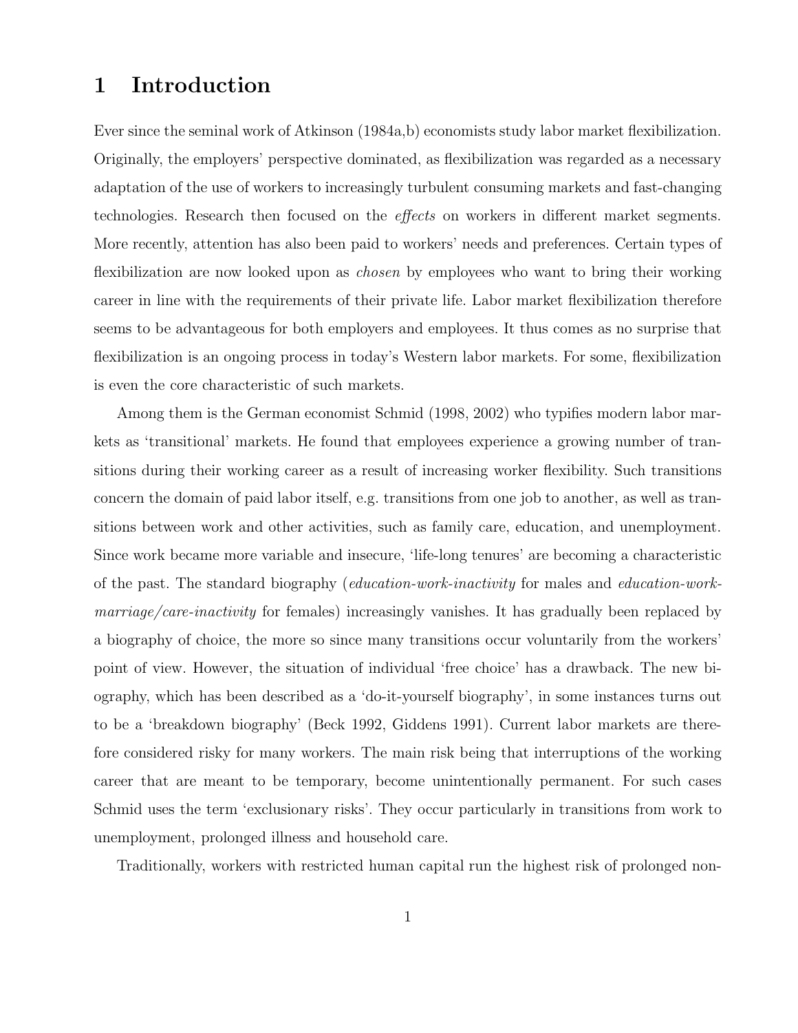# 1 Introduction

Ever since the seminal work of Atkinson (1984a,b) economists study labor market flexibilization. Originally, the employers' perspective dominated, as flexibilization was regarded as a necessary adaptation of the use of workers to increasingly turbulent consuming markets and fast-changing technologies. Research then focused on the *effects* on workers in different market segments. More recently, attention has also been paid to workers' needs and preferences. Certain types of flexibilization are now looked upon as *chosen* by employees who want to bring their working career in line with the requirements of their private life. Labor market flexibilization therefore seems to be advantageous for both employers and employees. It thus comes as no surprise that flexibilization is an ongoing process in today's Western labor markets. For some, flexibilization is even the core characteristic of such markets.

Among them is the German economist Schmid (1998, 2002) who typifies modern labor markets as 'transitional' markets. He found that employees experience a growing number of transitions during their working career as a result of increasing worker flexibility. Such transitions concern the domain of paid labor itself, e.g. transitions from one job to another, as well as transitions between work and other activities, such as family care, education, and unemployment. Since work became more variable and insecure, 'life-long tenures' are becoming a characteristic of the past. The standard biography (*education-work-inactivity* for males and *education-work-marriage/care-inactivity* for females) increasingly vanishes. It has gradually been replaced by a biography of choice, the more so since many transitions occur voluntarily from the workers' point of view. However, the situation of individual 'free choice' has a drawback. The new biography, which has been described as a 'do-it-yourself biography', in some instances turns out to be a 'breakdown biography' (Beck 1992, Giddens 1991). Current labor markets are therefore considered risky for many workers. The main risk being that interruptions of the working career that are meant to be temporary, become unintentionally permanent. For such cases Schmid uses the term 'exclusionary risks'. They occur particularly in transitions from work to unemployment, prolonged illness and household care.

Traditionally, workers with restricted human capital run the highest risk of prolonged non-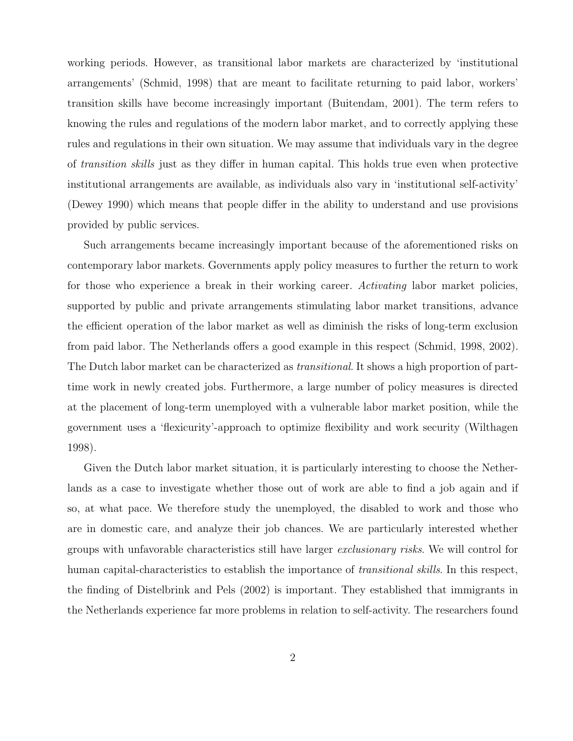working periods. However, as transitional labor markets are characterized by 'institutional arrangements' (Schmid, 1998) that are meant to facilitate returning to paid labor, workers' transition skills have become increasingly important (Buitendam, 2001). The term refers to knowing the rules and regulations of the modern labor market, and to correctly applying these rules and regulations in their own situation. We may assume that individuals vary in the degree of *transition skills* just as they differ in human capital. This holds true even when protective institutional arrangements are available, as individuals also vary in 'institutional self-activity' (Dewey 1990) which means that people differ in the ability to understand and use provisions provided by public services.

Such arrangements became increasingly important because of the aforementioned risks on contemporary labor markets. Governments apply policy measures to further the return to work for those who experience a break in their working career. *Activating* labor market policies, supported by public and private arrangements stimulating labor market transitions, advance the efficient operation of the labor market as well as diminish the risks of long-term exclusion from paid labor. The Netherlands offers a good example in this respect (Schmid, 1998, 2002). The Dutch labor market can be characterized as *transitional*. It shows a high proportion of part-time work in newly created jobs. Furthermore, a large number of policy measures is directed at the placement of long-term unemployed with a vulnerable labor market position, while the government uses a 'flexicurity'-approach to optimize flexibility and work security (Wilthagen 1998).

Given the Dutch labor market situation, it is particularly interesting to choose the Netherlands as a case to investigate whether those out of work are able to find a job again and if so, at what pace. We therefore study the unemployed, the disabled to work and those who are in domestic care, and analyze their job chances. We are particularly interested whether groups with unfavorable characteristics still have larger *exclusionary risks*. We will control for human capital-characteristics to establish the importance of *transitional skills*. In this respect, the finding of Distelbrink and Pels (2002) is important. They established that immigrants in the Netherlands experience far more problems in relation to self-activity. The researchers found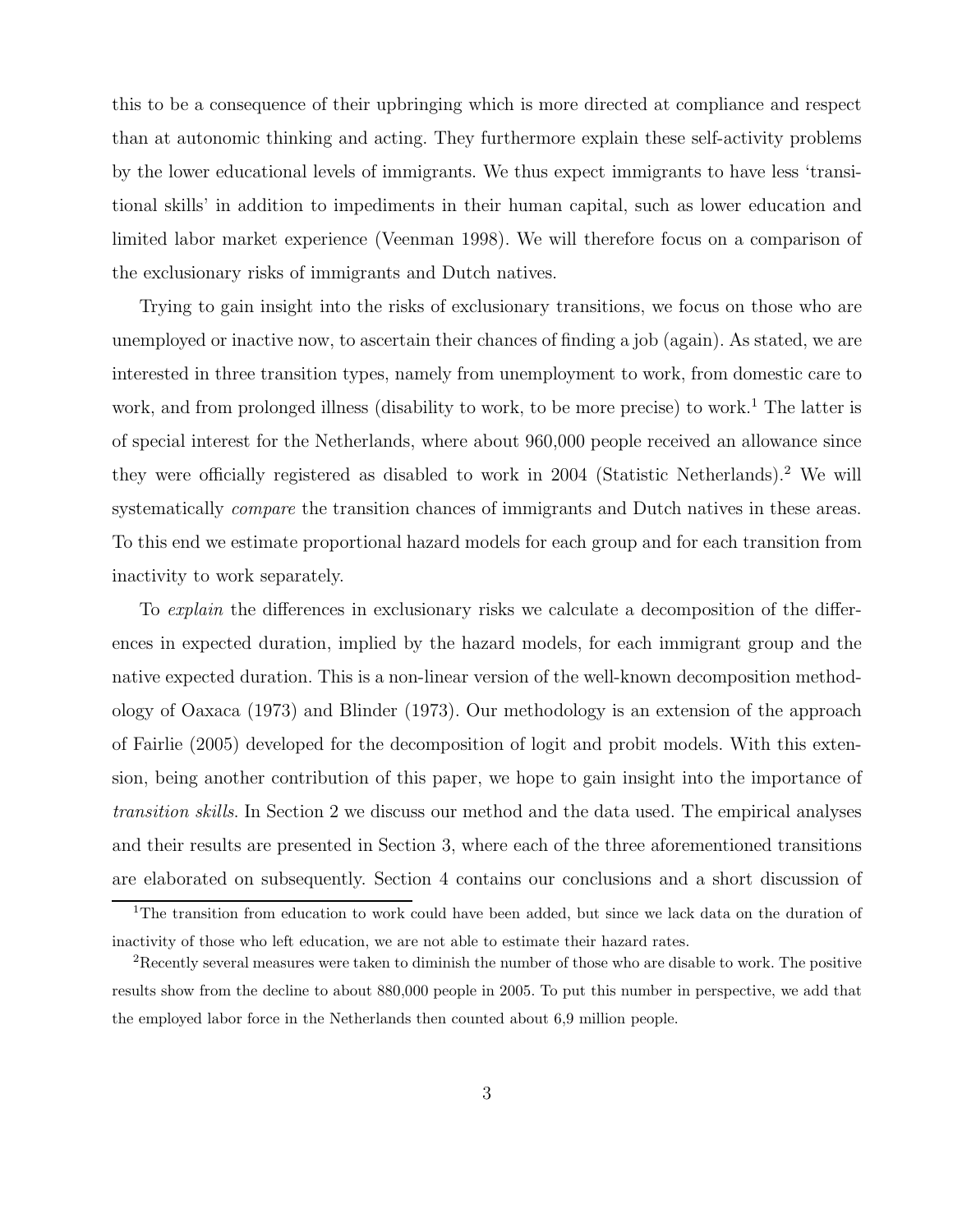this to be a consequence of their upbringing which is more directed at compliance and respect than at autonomic thinking and acting. They furthermore explain these self-activity problems by the lower educational levels of immigrants. We thus expect immigrants to have less 'transitional skills' in addition to impediments in their human capital, such as lower education and limited labor market experience (Veenman 1998). We will therefore focus on a comparison of the exclusionary risks of immigrants and Dutch natives.

Trying to gain insight into the risks of exclusionary transitions, we focus on those who are unemployed or inactive now, to ascertain their chances of finding a job (again). As stated, we are interested in three transition types, namely from unemployment to work, from domestic care to work, and from prolonged illness (disability to work, to be more precise) to work.[1] The latter is of special interest for the Netherlands, where about 960,000 people received an allowance since they were officially registered as disabled to work in 2004 (Statistic Netherlands).[2] We will systematically *compare* the transition chances of immigrants and Dutch natives in these areas. To this end we estimate proportional hazard models for each group and for each transition from inactivity to work separately.

To *explain* the differences in exclusionary risks we calculate a decomposition of the differences in expected duration, implied by the hazard models, for each immigrant group and the native expected duration. This is a non-linear version of the well-known decomposition methodology of Oaxaca (1973) and Blinder (1973). Our methodology is an extension of the approach of Fairlie (2005) developed for the decomposition of logit and probit models. With this extension, being another contribution of this paper, we hope to gain insight into the importance of *transition skills*. In Section 2 we discuss our method and the data used. The empirical analyses and their results are presented in Section 3, where each of the three aforementioned transitions are elaborated on subsequently. Section 4 contains our conclusions and a short discussion of

[1] The transition from education to work could have been added, but since we lack data on the duration of inactivity of those who left education, we are not able to estimate their hazard rates.

[2] Recently several measures were taken to diminish the number of those who are disable to work. The positive results show from the decline to about 880,000 people in 2005. To put this number in perspective, we add that the employed labor force in the Netherlands then counted about 6,9 million people.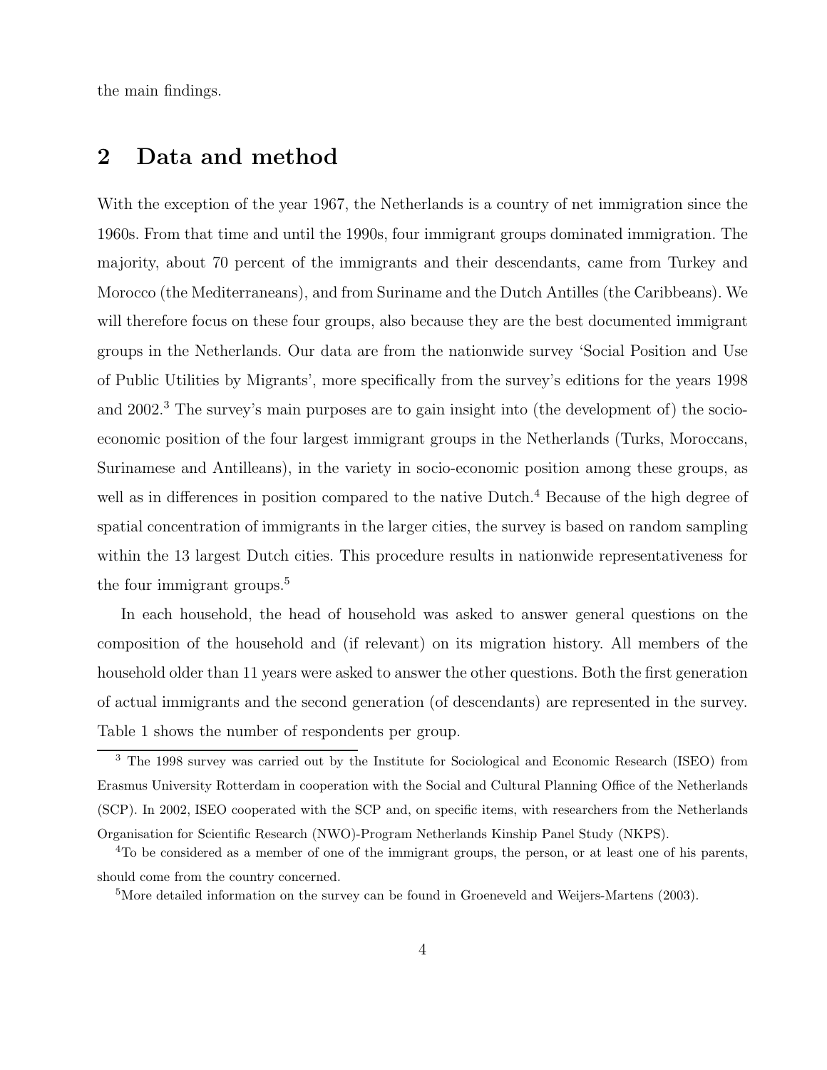the main findings.

## 2 Data and method

With the exception of the year 1967, the Netherlands is a country of net immigration since the 1960s. From that time and until the 1990s, four immigrant groups dominated immigration. The majority, about 70 percent of the immigrants and their descendants, came from Turkey and Morocco (the Mediterraneans), and from Suriname and the Dutch Antilles (the Caribbeans). We will therefore focus on these four groups, also because they are the best documented immigrant groups in the Netherlands. Our data are from the nationwide survey 'Social Position and Use of Public Utilities by Migrants', more specifically from the survey's editions for the years 1998 and 2002.[3] The survey's main purposes are to gain insight into (the development of) the socio-economic position of the four largest immigrant groups in the Netherlands (Turks, Moroccans, Surinamese and Antilleans), in the variety in socio-economic position among these groups, as well as in differences in position compared to the native Dutch.[4] Because of the high degree of spatial concentration of immigrants in the larger cities, the survey is based on random sampling within the 13 largest Dutch cities. This procedure results in nationwide representativeness for the four immigrant groups.[5]

In each household, the head of household was asked to answer general questions on the composition of the household and (if relevant) on its migration history. All members of the household older than 11 years were asked to answer the other questions. Both the first generation of actual immigrants and the second generation (of descendants) are represented in the survey. Table 1 shows the number of respondents per group.

[3] The 1998 survey was carried out by the Institute for Sociological and Economic Research (ISEO) from Erasmus University Rotterdam in cooperation with the Social and Cultural Planning Office of the Netherlands (SCP). In 2002, ISEO cooperated with the SCP and, on specific items, with researchers from the Netherlands Organisation for Scientific Research (NWO)-Program Netherlands Kinship Panel Study (NKPS).

[4] To be considered as a member of one of the immigrant groups, the person, or at least one of his parents, should come from the country concerned.

[5] More detailed information on the survey can be found in Groeneveld and Weijers-Martens (2003).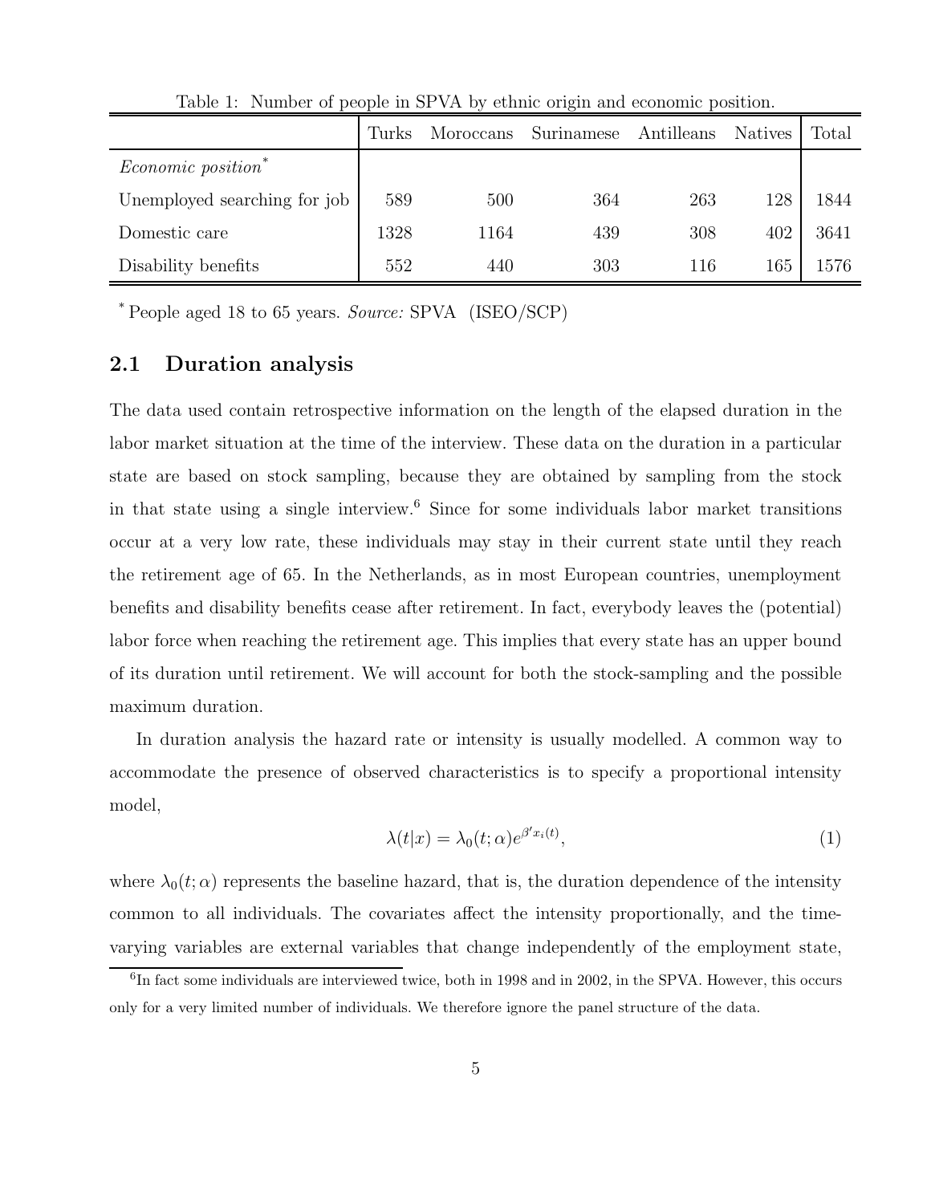Table 1: Number of people in SPVA by ethnic origin and economic position.

| | Turks | Moroccans | Surinamese | Antilleans | Natives | Total |
|---|---|---|---|---|---|---|
| *Economic position*[*] | | | | | | |
| Unemployed searching for job | 589 | 500 | 364 | 263 | 128 | 1844 |
| Domestic care | 1328 | 1164 | 439 | 308 | 402 | 3641 |
| Disability benefits | 552 | 440 | 303 | 116 | 165 | 1576 |

[*] People aged 18 to 65 years. *Source:* SPVA (ISEO/SCP)

### 2.1 Duration analysis

The data used contain retrospective information on the length of the elapsed duration in the labor market situation at the time of the interview. These data on the duration in a particular state are based on stock sampling, because they are obtained by sampling from the stock in that state using a single interview.[6] Since for some individuals labor market transitions occur at a very low rate, these individuals may stay in their current state until they reach the retirement age of 65. In the Netherlands, as in most European countries, unemployment benefits and disability benefits cease after retirement. In fact, everybody leaves the (potential) labor force when reaching the retirement age. This implies that every state has an upper bound of its duration until retirement. We will account for both the stock-sampling and the possible maximum duration.

In duration analysis the hazard rate or intensity is usually modelled. A common way to accommodate the presence of observed characteristics is to specify a proportional intensity model,

$$\lambda(t|x) = \lambda_0(t;\alpha)e^{\beta' x_i(t)}, \tag{1}$$

where $\lambda_0(t;\alpha)$ represents the baseline hazard, that is, the duration dependence of the intensity common to all individuals. The covariates affect the intensity proportionally, and the time-varying variables are external variables that change independently of the employment state,

[6] In fact some individuals are interviewed twice, both in 1998 and in 2002, in the SPVA. However, this occurs only for a very limited number of individuals. We therefore ignore the panel structure of the data.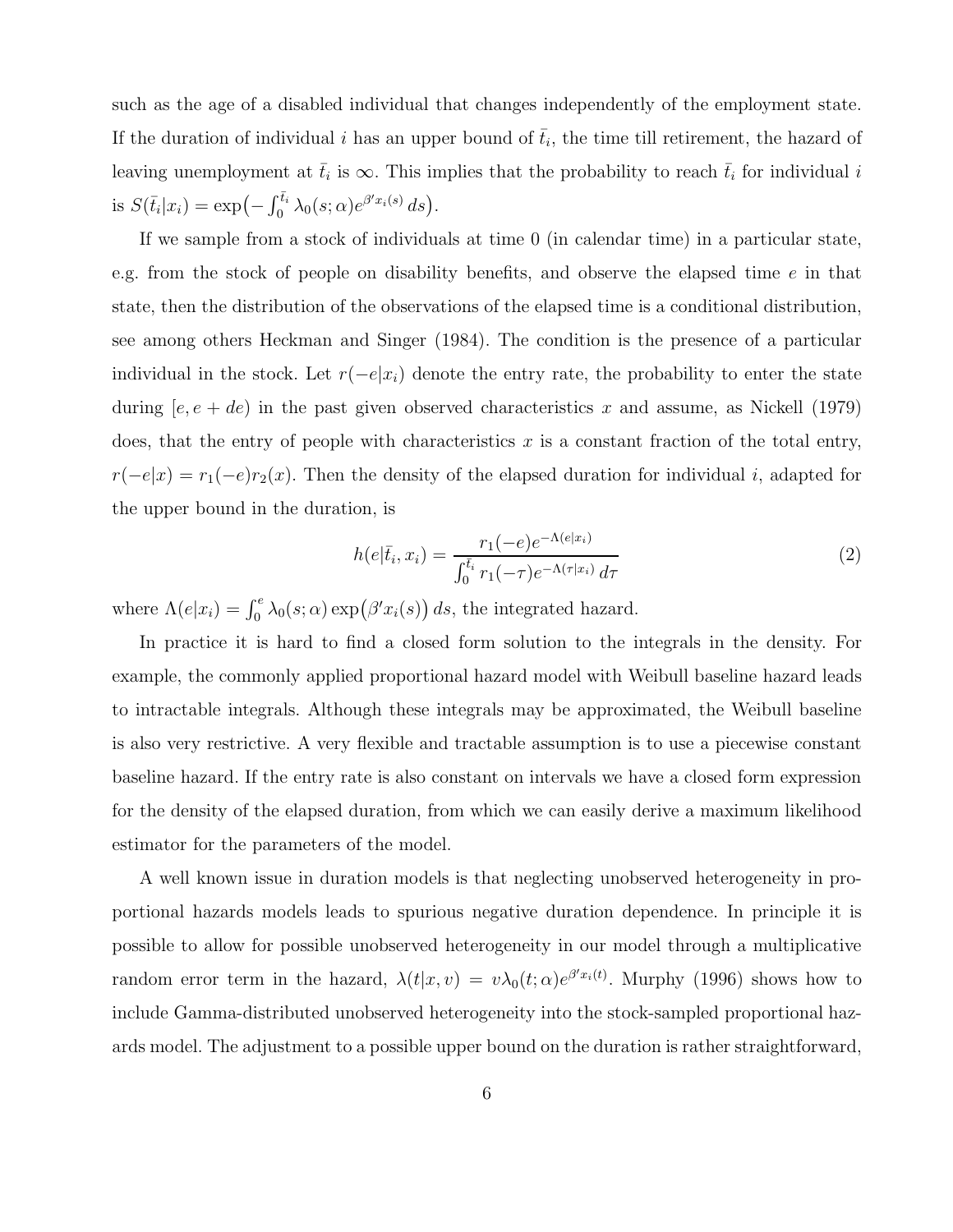such as the age of a disabled individual that changes independently of the employment state. If the duration of individual $i$ has an upper bound of $\bar{t}_i$, the time till retirement, the hazard of leaving unemployment at $\bar{t}_i$ is $\infty$. This implies that the probability to reach $\bar{t}_i$ for individual $i$ is $S(\bar{t}_i|x_i) = \exp\big(-\int_0^{\bar{t}_i} \lambda_0(s;\alpha)e^{\beta' x_i(s)}\,ds\big)$.

If we sample from a stock of individuals at time 0 (in calendar time) in a particular state, e.g. from the stock of people on disability benefits, and observe the elapsed time $e$ in that state, then the distribution of the observations of the elapsed time is a conditional distribution, see among others Heckman and Singer (1984). The condition is the presence of a particular individual in the stock. Let $r(-e|x_i)$ denote the entry rate, the probability to enter the state during $[e, e+de)$ in the past given observed characteristics $x$ and assume, as Nickell (1979) does, that the entry of people with characteristics $x$ is a constant fraction of the total entry, $r(-e|x) = r_1(-e)r_2(x)$. Then the density of the elapsed duration for individual $i$, adapted for the upper bound in the duration, is

$$h(e|\bar{t}_i, x_i) = \frac{r_1(-e)e^{-\Lambda(e|x_i)}}{\int_0^{\bar{t}_i} r_1(-\tau)e^{-\Lambda(\tau|x_i)}\,d\tau} \tag{2}$$

where $\Lambda(e|x_i) = \int_0^e \lambda_0(s;\alpha)\exp\big(\beta' x_i(s)\big)\,ds$, the integrated hazard.

In practice it is hard to find a closed form solution to the integrals in the density. For example, the commonly applied proportional hazard model with Weibull baseline hazard leads to intractable integrals. Although these integrals may be approximated, the Weibull baseline is also very restrictive. A very flexible and tractable assumption is to use a piecewise constant baseline hazard. If the entry rate is also constant on intervals we have a closed form expression for the density of the elapsed duration, from which we can easily derive a maximum likelihood estimator for the parameters of the model.

A well known issue in duration models is that neglecting unobserved heterogeneity in proportional hazards models leads to spurious negative duration dependence. In principle it is possible to allow for possible unobserved heterogeneity in our model through a multiplicative random error term in the hazard, $\lambda(t|x,v) = v\lambda_0(t;\alpha)e^{\beta' x_i(t)}$. Murphy (1996) shows how to include Gamma-distributed unobserved heterogeneity into the stock-sampled proportional hazards model. The adjustment to a possible upper bound on the duration is rather straightforward,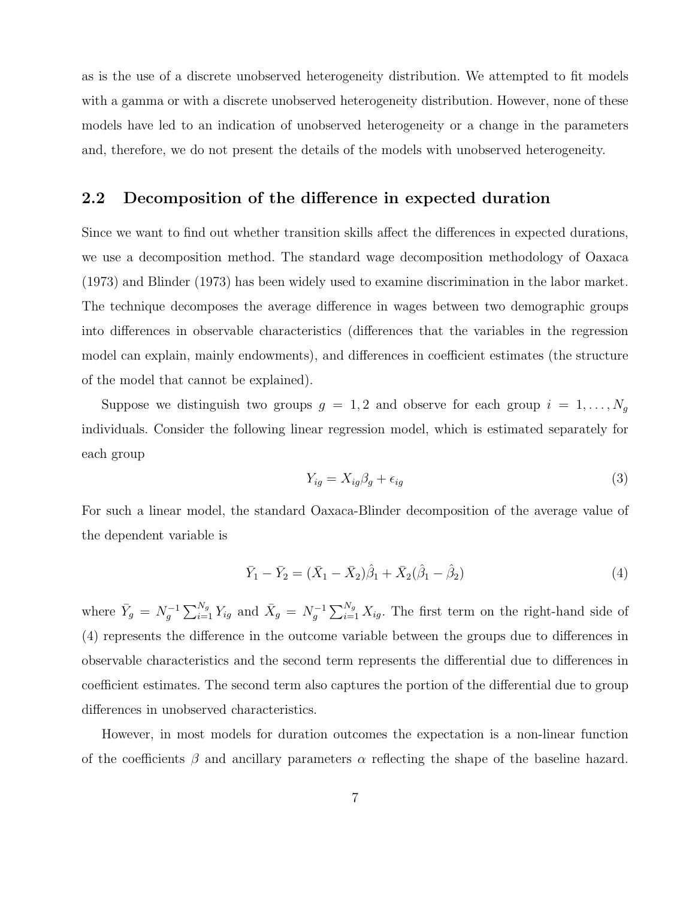as is the use of a discrete unobserved heterogeneity distribution. We attempted to fit models with a gamma or with a discrete unobserved heterogeneity distribution. However, none of these models have led to an indication of unobserved heterogeneity or a change in the parameters and, therefore, we do not present the details of the models with unobserved heterogeneity.

## 2.2 Decomposition of the difference in expected duration

Since we want to find out whether transition skills affect the differences in expected durations, we use a decomposition method. The standard wage decomposition methodology of Oaxaca (1973) and Blinder (1973) has been widely used to examine discrimination in the labor market. The technique decomposes the average difference in wages between two demographic groups into differences in observable characteristics (differences that the variables in the regression model can explain, mainly endowments), and differences in coefficient estimates (the structure of the model that cannot be explained).

Suppose we distinguish two groups $g = 1, 2$ and observe for each group $i = 1, \ldots, N_g$ individuals. Consider the following linear regression model, which is estimated separately for each group

$$Y_{ig} = X_{ig}\beta_g + \epsilon_{ig} \tag{3}$$

For such a linear model, the standard Oaxaca-Blinder decomposition of the average value of the dependent variable is

$$\bar{Y}_1 - \bar{Y}_2 = (\bar{X}_1 - \bar{X}_2)\hat{\beta}_1 + \bar{X}_2(\hat{\beta}_1 - \hat{\beta}_2) \tag{4}$$

where $\bar{Y}_g = N_g^{-1}\sum_{i=1}^{N_g} Y_{ig}$ and $\bar{X}_g = N_g^{-1}\sum_{i=1}^{N_g} X_{ig}$. The first term on the right-hand side of (4) represents the difference in the outcome variable between the groups due to differences in observable characteristics and the second term represents the differential due to differences in coefficient estimates. The second term also captures the portion of the differential due to group differences in unobserved characteristics.

However, in most models for duration outcomes the expectation is a non-linear function of the coefficients $\beta$ and ancillary parameters $\alpha$ reflecting the shape of the baseline hazard.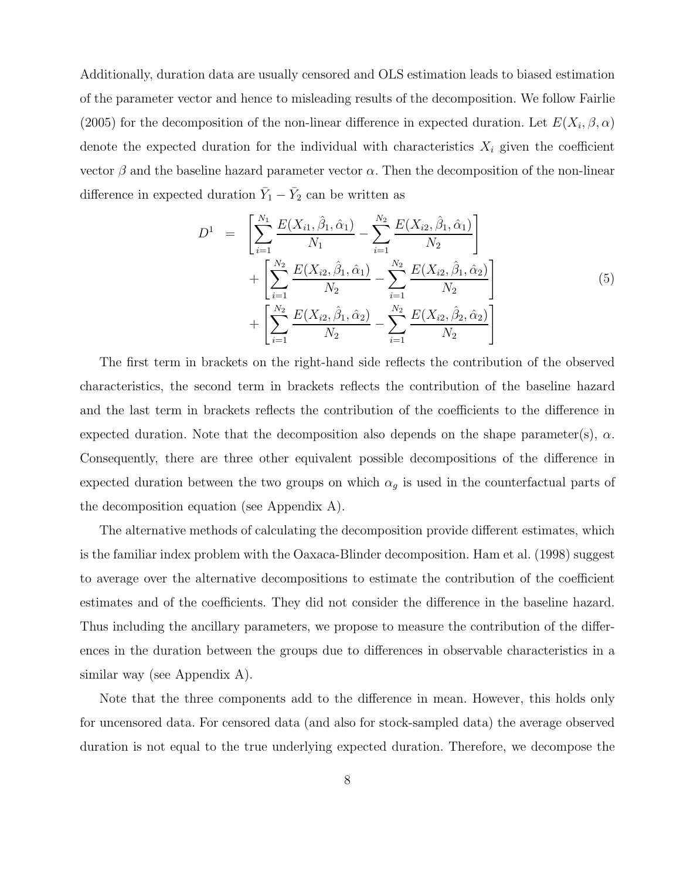Additionally, duration data are usually censored and OLS estimation leads to biased estimation of the parameter vector and hence to misleading results of the decomposition. We follow Fairlie (2005) for the decomposition of the non-linear difference in expected duration. Let $E(X_i, \beta, \alpha)$ denote the expected duration for the individual with characteristics $X_i$ given the coefficient vector $\beta$ and the baseline hazard parameter vector $\alpha$. Then the decomposition of the non-linear difference in expected duration $\bar{Y}_1 - \bar{Y}_2$ can be written as

$$
\begin{aligned}
D^1 \;=\; & \left[\sum_{i=1}^{N_1} \frac{E(X_{i1}, \hat{\beta}_1, \hat{\alpha}_1)}{N_1} - \sum_{i=1}^{N_2} \frac{E(X_{i2}, \hat{\beta}_1, \hat{\alpha}_1)}{N_2}\right] \\
& + \left[\sum_{i=1}^{N_2} \frac{E(X_{i2}, \hat{\beta}_1, \hat{\alpha}_1)}{N_2} - \sum_{i=1}^{N_2} \frac{E(X_{i2}, \hat{\beta}_1, \hat{\alpha}_2)}{N_2}\right] \\
& + \left[\sum_{i=1}^{N_2} \frac{E(X_{i2}, \hat{\beta}_1, \hat{\alpha}_2)}{N_2} - \sum_{i=1}^{N_2} \frac{E(X_{i2}, \hat{\beta}_2, \hat{\alpha}_2)}{N_2}\right]
\end{aligned} \tag{5}
$$

The first term in brackets on the right-hand side reflects the contribution of the observed characteristics, the second term in brackets reflects the contribution of the baseline hazard and the last term in brackets reflects the contribution of the coefficients to the difference in expected duration. Note that the decomposition also depends on the shape parameter(s), $\alpha$. Consequently, there are three other equivalent possible decompositions of the difference in expected duration between the two groups on which $\alpha_g$ is used in the counterfactual parts of the decomposition equation (see Appendix A).

The alternative methods of calculating the decomposition provide different estimates, which is the familiar index problem with the Oaxaca-Blinder decomposition. Ham et al. (1998) suggest to average over the alternative decompositions to estimate the contribution of the coefficient estimates and of the coefficients. They did not consider the difference in the baseline hazard. Thus including the ancillary parameters, we propose to measure the contribution of the differences in the duration between the groups due to differences in observable characteristics in a similar way (see Appendix A).

Note that the three components add to the difference in mean. However, this holds only for uncensored data. For censored data (and also for stock-sampled data) the average observed duration is not equal to the true underlying expected duration. Therefore, we decompose the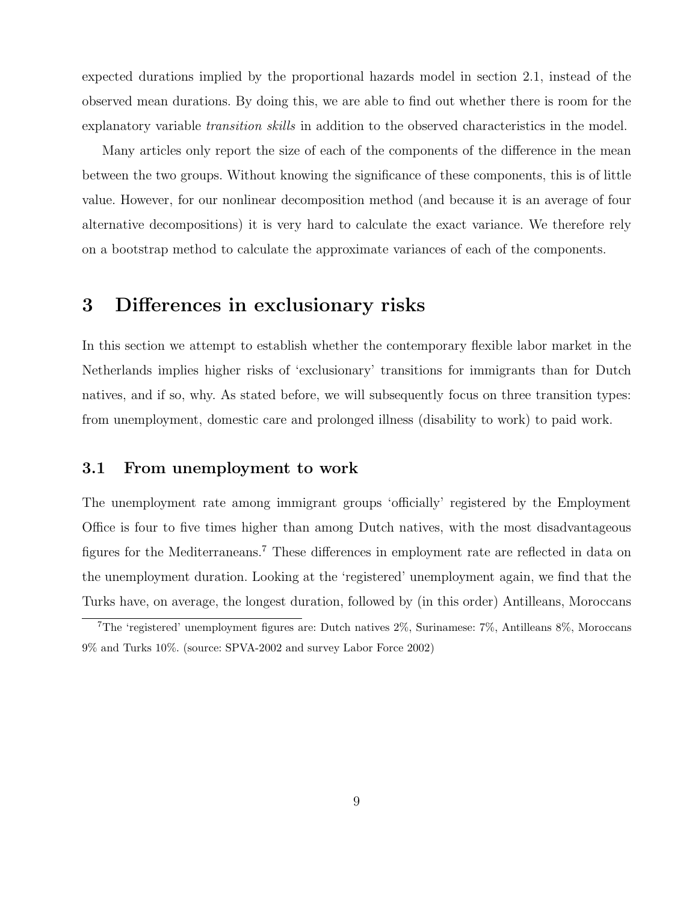expected durations implied by the proportional hazards model in section 2.1, instead of the observed mean durations. By doing this, we are able to find out whether there is room for the explanatory variable *transition skills* in addition to the observed characteristics in the model.

Many articles only report the size of each of the components of the difference in the mean between the two groups. Without knowing the significance of these components, this is of little value. However, for our nonlinear decomposition method (and because it is an average of four alternative decompositions) it is very hard to calculate the exact variance. We therefore rely on a bootstrap method to calculate the approximate variances of each of the components.

## 3 Differences in exclusionary risks

In this section we attempt to establish whether the contemporary flexible labor market in the Netherlands implies higher risks of 'exclusionary' transitions for immigrants than for Dutch natives, and if so, why. As stated before, we will subsequently focus on three transition types: from unemployment, domestic care and prolonged illness (disability to work) to paid work.

### 3.1 From unemployment to work

The unemployment rate among immigrant groups 'officially' registered by the Employment Office is four to five times higher than among Dutch natives, with the most disadvantageous figures for the Mediterraneans.[7] These differences in employment rate are reflected in data on the unemployment duration. Looking at the 'registered' unemployment again, we find that the Turks have, on average, the longest duration, followed by (in this order) Antilleans, Moroccans

[7] The 'registered' unemployment figures are: Dutch natives 2%, Surinamese: 7%, Antilleans 8%, Moroccans 9% and Turks 10%. (source: SPVA-2002 and survey Labor Force 2002)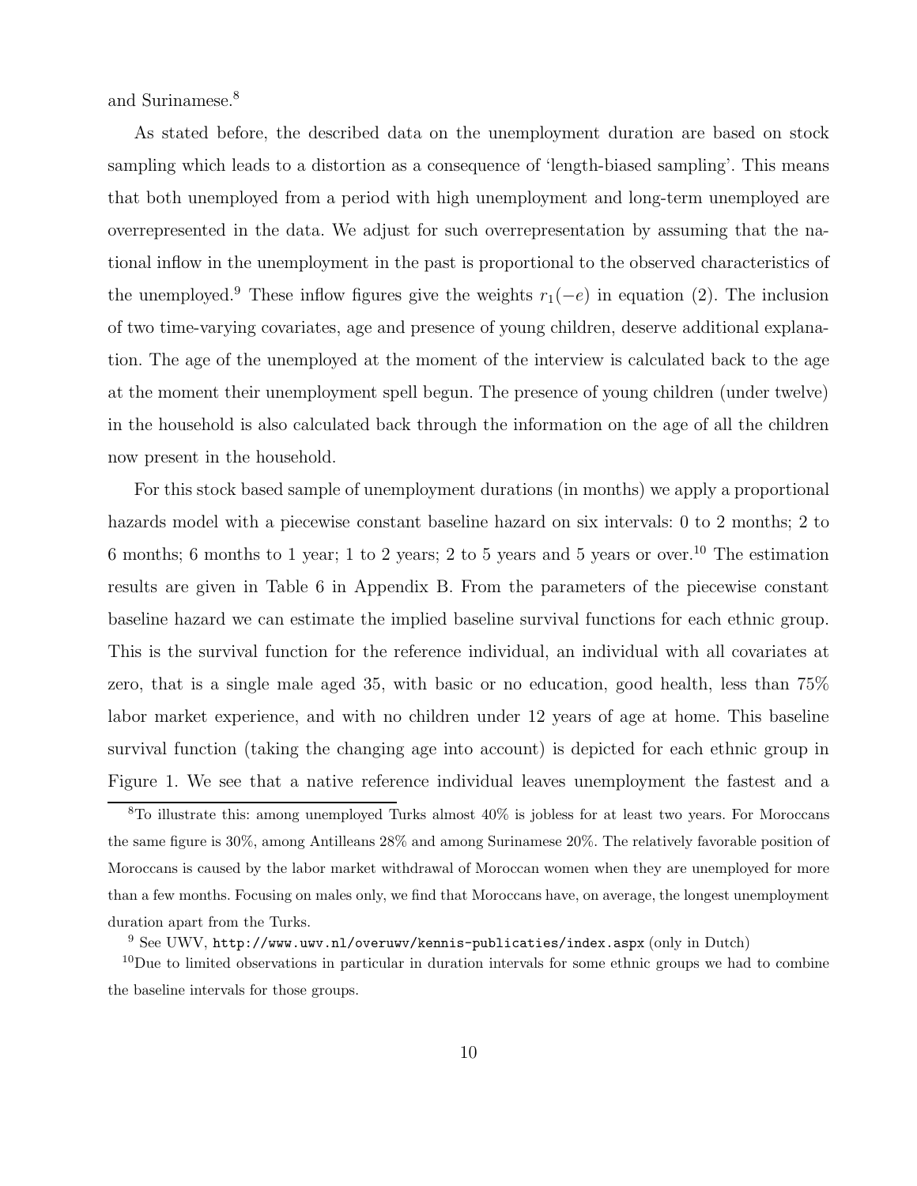and Surinamese.[8]

As stated before, the described data on the unemployment duration are based on stock sampling which leads to a distortion as a consequence of 'length-biased sampling'. This means that both unemployed from a period with high unemployment and long-term unemployed are overrepresented in the data. We adjust for such overrepresentation by assuming that the national inflow in the unemployment in the past is proportional to the observed characteristics of the unemployed.[9] These inflow figures give the weights $r_1(-e)$ in equation (2). The inclusion of two time-varying covariates, age and presence of young children, deserve additional explanation. The age of the unemployed at the moment of the interview is calculated back to the age at the moment their unemployment spell begun. The presence of young children (under twelve) in the household is also calculated back through the information on the age of all the children now present in the household.

For this stock based sample of unemployment durations (in months) we apply a proportional hazards model with a piecewise constant baseline hazard on six intervals: 0 to 2 months; 2 to 6 months; 6 months to 1 year; 1 to 2 years; 2 to 5 years and 5 years or over.[10] The estimation results are given in Table 6 in Appendix B. From the parameters of the piecewise constant baseline hazard we can estimate the implied baseline survival functions for each ethnic group. This is the survival function for the reference individual, an individual with all covariates at zero, that is a single male aged 35, with basic or no education, good health, less than 75% labor market experience, and with no children under 12 years of age at home. This baseline survival function (taking the changing age into account) is depicted for each ethnic group in Figure 1. We see that a native reference individual leaves unemployment the fastest and a

---

[8] To illustrate this: among unemployed Turks almost 40% is jobless for at least two years. For Moroccans the same figure is 30%, among Antilleans 28% and among Surinamese 20%. The relatively favorable position of Moroccans is caused by the labor market withdrawal of Moroccan women when they are unemployed for more than a few months. Focusing on males only, we find that Moroccans have, on average, the longest unemployment duration apart from the Turks.

[9] See UWV, `http://www.uwv.nl/overuwv/kennis-publicaties/index.aspx` (only in Dutch)

[10] Due to limited observations in particular in duration intervals for some ethnic groups we had to combine the baseline intervals for those groups.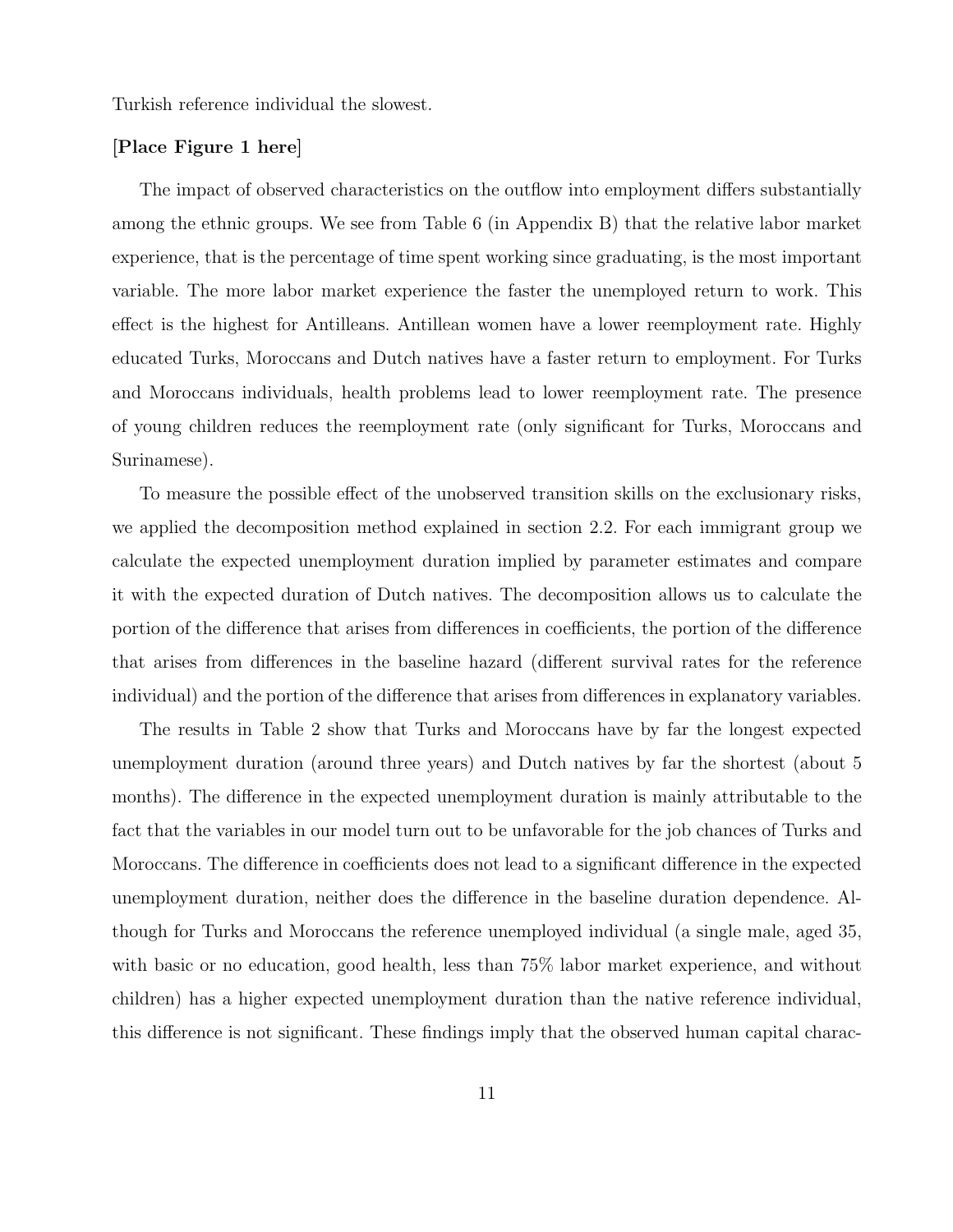Turkish reference individual the slowest.

**[Place Figure 1 here]**

The impact of observed characteristics on the outflow into employment differs substantially among the ethnic groups. We see from Table 6 (in Appendix B) that the relative labor market experience, that is the percentage of time spent working since graduating, is the most important variable. The more labor market experience the faster the unemployed return to work. This effect is the highest for Antilleans. Antillean women have a lower reemployment rate. Highly educated Turks, Moroccans and Dutch natives have a faster return to employment. For Turks and Moroccans individuals, health problems lead to lower reemployment rate. The presence of young children reduces the reemployment rate (only significant for Turks, Moroccans and Surinamese).

To measure the possible effect of the unobserved transition skills on the exclusionary risks, we applied the decomposition method explained in section 2.2. For each immigrant group we calculate the expected unemployment duration implied by parameter estimates and compare it with the expected duration of Dutch natives. The decomposition allows us to calculate the portion of the difference that arises from differences in coefficients, the portion of the difference that arises from differences in the baseline hazard (different survival rates for the reference individual) and the portion of the difference that arises from differences in explanatory variables.

The results in Table 2 show that Turks and Moroccans have by far the longest expected unemployment duration (around three years) and Dutch natives by far the shortest (about 5 months). The difference in the expected unemployment duration is mainly attributable to the fact that the variables in our model turn out to be unfavorable for the job chances of Turks and Moroccans. The difference in coefficients does not lead to a significant difference in the expected unemployment duration, neither does the difference in the baseline duration dependence. Although for Turks and Moroccans the reference unemployed individual (a single male, aged 35, with basic or no education, good health, less than 75% labor market experience, and without children) has a higher expected unemployment duration than the native reference individual, this difference is not significant. These findings imply that the observed human capital charac-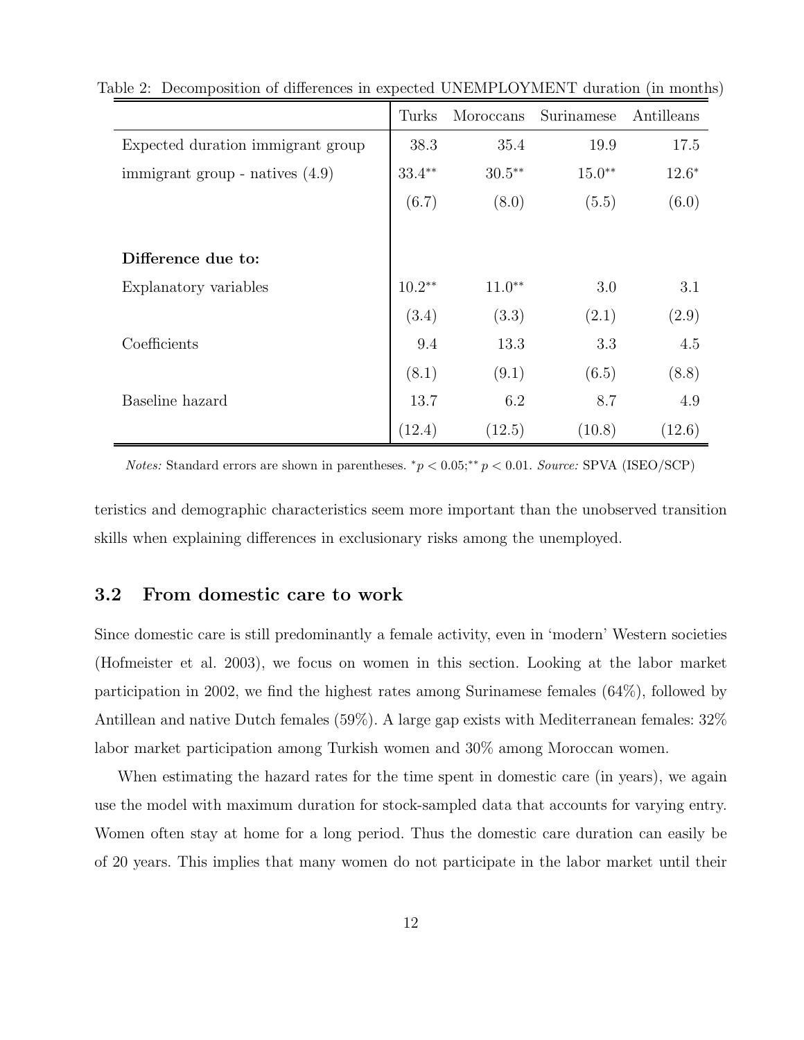Table 2: Decomposition of differences in expected UNEMPLOYMENT duration (in months)

| | Turks | Moroccans | Surinamese | Antilleans |
|---|---|---|---|---|
| Expected duration immigrant group | 38.3 | 35.4 | 19.9 | 17.5 |
| immigrant group - natives (4.9) | 33.4** | 30.5** | 15.0** | 12.6* |
| | (6.7) | (8.0) | (5.5) | (6.0) |
| | | | | |
| **Difference due to:** | | | | |
| Explanatory variables | 10.2** | 11.0** | 3.0 | 3.1 |
| | (3.4) | (3.3) | (2.1) | (2.9) |
| Coefficients | 9.4 | 13.3 | 3.3 | 4.5 |
| | (8.1) | (9.1) | (6.5) | (8.8) |
| Baseline hazard | 13.7 | 6.2 | 8.7 | 4.9 |
| | (12.4) | (12.5) | (10.8) | (12.6) |

*Notes:* Standard errors are shown in parentheses. $^{*}p < 0.05$;$^{**}p < 0.01$. *Source:* SPVA (ISEO/SCP)

teristics and demographic characteristics seem more important than the unobserved transition skills when explaining differences in exclusionary risks among the unemployed.

### 3.2 From domestic care to work

Since domestic care is still predominantly a female activity, even in 'modern' Western societies (Hofmeister et al. 2003), we focus on women in this section. Looking at the labor market participation in 2002, we find the highest rates among Surinamese females (64%), followed by Antillean and native Dutch females (59%). A large gap exists with Mediterranean females: 32% labor market participation among Turkish women and 30% among Moroccan women.

When estimating the hazard rates for the time spent in domestic care (in years), we again use the model with maximum duration for stock-sampled data that accounts for varying entry. Women often stay at home for a long period. Thus the domestic care duration can easily be of 20 years. This implies that many women do not participate in the labor market until their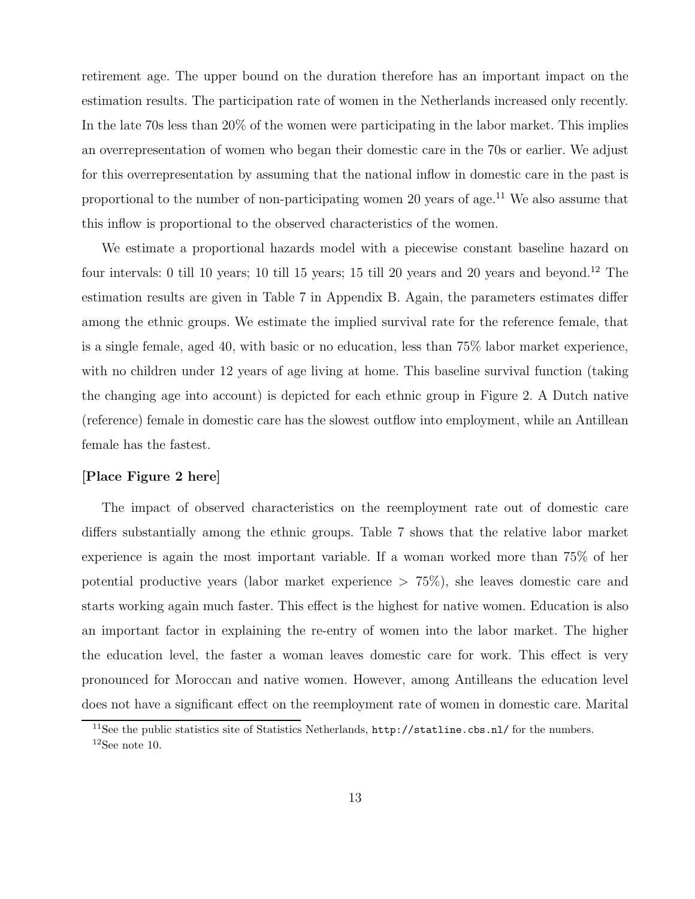retirement age. The upper bound on the duration therefore has an important impact on the estimation results. The participation rate of women in the Netherlands increased only recently. In the late 70s less than 20% of the women were participating in the labor market. This implies an overrepresentation of women who began their domestic care in the 70s or earlier. We adjust for this overrepresentation by assuming that the national inflow in domestic care in the past is proportional to the number of non-participating women 20 years of age.[11] We also assume that this inflow is proportional to the observed characteristics of the women.

We estimate a proportional hazards model with a piecewise constant baseline hazard on four intervals: 0 till 10 years; 10 till 15 years; 15 till 20 years and 20 years and beyond.[12] The estimation results are given in Table 7 in Appendix B. Again, the parameters estimates differ among the ethnic groups. We estimate the implied survival rate for the reference female, that is a single female, aged 40, with basic or no education, less than 75% labor market experience, with no children under 12 years of age living at home. This baseline survival function (taking the changing age into account) is depicted for each ethnic group in Figure 2. A Dutch native (reference) female in domestic care has the slowest outflow into employment, while an Antillean female has the fastest.

**[Place Figure 2 here]**

The impact of observed characteristics on the reemployment rate out of domestic care differs substantially among the ethnic groups. Table 7 shows that the relative labor market experience is again the most important variable. If a woman worked more than 75% of her potential productive years (labor market experience > 75%), she leaves domestic care and starts working again much faster. This effect is the highest for native women. Education is also an important factor in explaining the re-entry of women into the labor market. The higher the education level, the faster a woman leaves domestic care for work. This effect is very pronounced for Moroccan and native women. However, among Antilleans the education level does not have a significant effect on the reemployment rate of women in domestic care. Marital

[11] See the public statistics site of Statistics Netherlands, `http://statline.cbs.nl/` for the numbers.

[12] See note 10.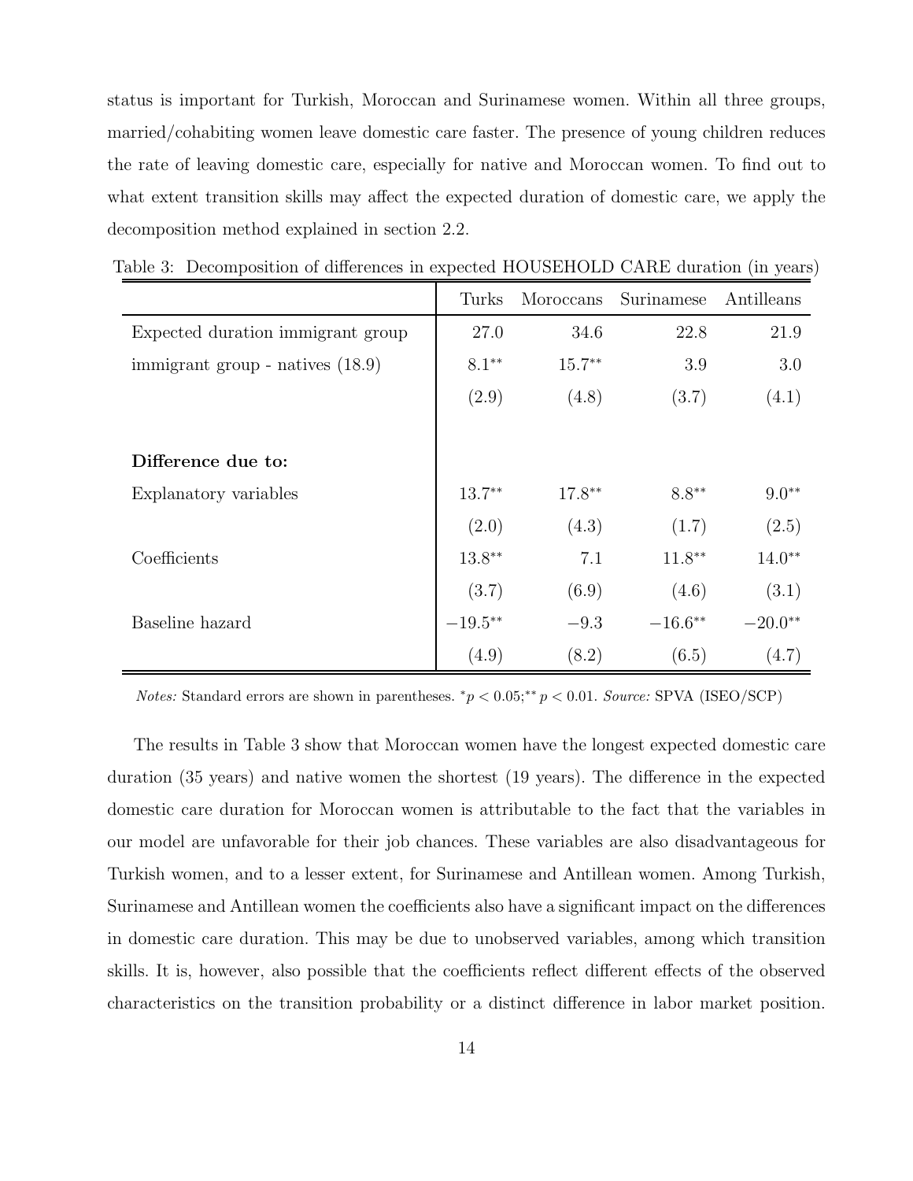status is important for Turkish, Moroccan and Surinamese women. Within all three groups, married/cohabiting women leave domestic care faster. The presence of young children reduces the rate of leaving domestic care, especially for native and Moroccan women. To find out to what extent transition skills may affect the expected duration of domestic care, we apply the decomposition method explained in section 2.2.

Table 3: Decomposition of differences in expected HOUSEHOLD CARE duration (in years)

| | Turks | Moroccans | Surinamese | Antilleans |
|---|---|---|---|---|
| Expected duration immigrant group | 27.0 | 34.6 | 22.8 | 21.9 |
| immigrant group - natives (18.9) | $8.1^{**}$ | $15.7^{**}$ | 3.9 | 3.0 |
| | (2.9) | (4.8) | (3.7) | (4.1) |
| | | | | |
| **Difference due to:** | | | | |
| Explanatory variables | $13.7^{**}$ | $17.8^{**}$ | $8.8^{**}$ | $9.0^{**}$ |
| | (2.0) | (4.3) | (1.7) | (2.5) |
| Coefficients | $13.8^{**}$ | 7.1 | $11.8^{**}$ | $14.0^{**}$ |
| | (3.7) | (6.9) | (4.6) | (3.1) |
| Baseline hazard | $-19.5^{**}$ | $-9.3$ | $-16.6^{**}$ | $-20.0^{**}$ |
| | (4.9) | (8.2) | (6.5) | (4.7) |

*Notes:* Standard errors are shown in parentheses. $^{*}p < 0.05$; $^{**}p < 0.01$. *Source:* SPVA (ISEO/SCP)

The results in Table 3 show that Moroccan women have the longest expected domestic care duration (35 years) and native women the shortest (19 years). The difference in the expected domestic care duration for Moroccan women is attributable to the fact that the variables in our model are unfavorable for their job chances. These variables are also disadvantageous for Turkish women, and to a lesser extent, for Surinamese and Antillean women. Among Turkish, Surinamese and Antillean women the coefficients also have a significant impact on the differences in domestic care duration. This may be due to unobserved variables, among which transition skills. It is, however, also possible that the coefficients reflect different effects of the observed characteristics on the transition probability or a distinct difference in labor market position.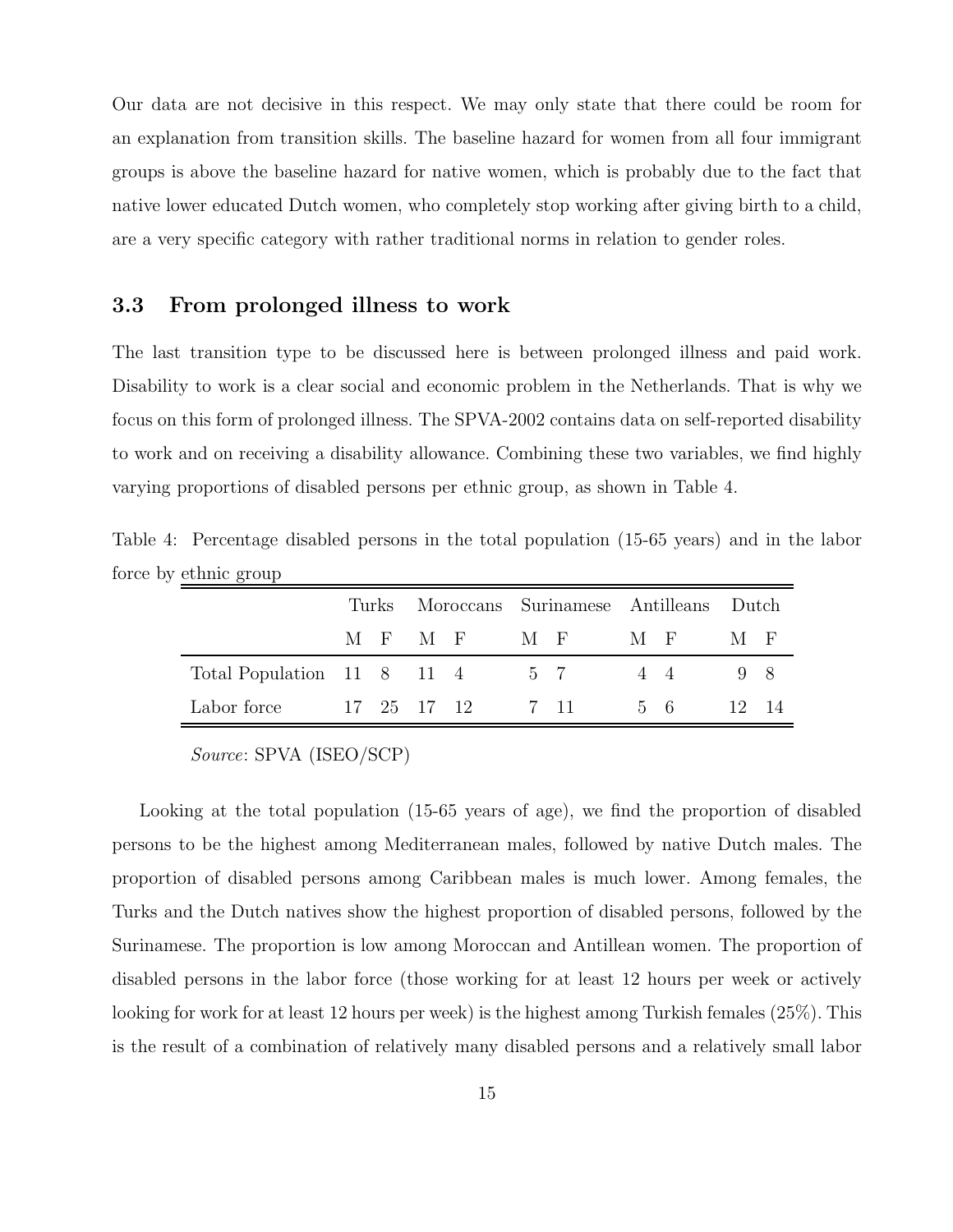Our data are not decisive in this respect. We may only state that there could be room for an explanation from transition skills. The baseline hazard for women from all four immigrant groups is above the baseline hazard for native women, which is probably due to the fact that native lower educated Dutch women, who completely stop working after giving birth to a child, are a very specific category with rather traditional norms in relation to gender roles.

### 3.3 From prolonged illness to work

The last transition type to be discussed here is between prolonged illness and paid work. Disability to work is a clear social and economic problem in the Netherlands. That is why we focus on this form of prolonged illness. The SPVA-2002 contains data on self-reported disability to work and on receiving a disability allowance. Combining these two variables, we find highly varying proportions of disabled persons per ethnic group, as shown in Table 4.

Table 4: Percentage disabled persons in the total population (15-65 years) and in the labor force by ethnic group

| | Turks | | Moroccans | | Surinamese | | Antilleans | | Dutch | |
|---|---|---|---|---|---|---|---|---|---|---|
| | M | F | M | F | M | F | M | F | M | F |
| Total Population | 11 | 8 | 11 | 4 | 5 | 7 | 4 | 4 | 9 | 8 |
| Labor force | 17 | 25 | 17 | 12 | 7 | 11 | 5 | 6 | 12 | 14 |

*Source*: SPVA (ISEO/SCP)

Looking at the total population (15-65 years of age), we find the proportion of disabled persons to be the highest among Mediterranean males, followed by native Dutch males. The proportion of disabled persons among Caribbean males is much lower. Among females, the Turks and the Dutch natives show the highest proportion of disabled persons, followed by the Surinamese. The proportion is low among Moroccan and Antillean women. The proportion of disabled persons in the labor force (those working for at least 12 hours per week or actively looking for work for at least 12 hours per week) is the highest among Turkish females (25%). This is the result of a combination of relatively many disabled persons and a relatively small labor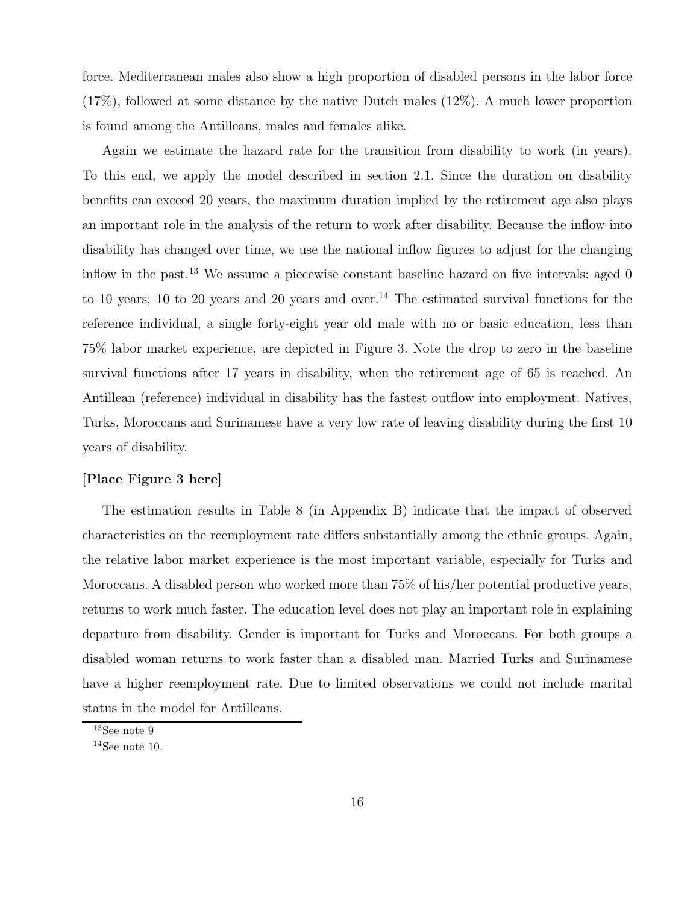force. Mediterranean males also show a high proportion of disabled persons in the labor force (17%), followed at some distance by the native Dutch males (12%). A much lower proportion is found among the Antilleans, males and females alike.

Again we estimate the hazard rate for the transition from disability to work (in years). To this end, we apply the model described in section 2.1. Since the duration on disability benefits can exceed 20 years, the maximum duration implied by the retirement age also plays an important role in the analysis of the return to work after disability. Because the inflow into disability has changed over time, we use the national inflow figures to adjust for the changing inflow in the past.[13] We assume a piecewise constant baseline hazard on five intervals: aged 0 to 10 years; 10 to 20 years and 20 years and over.[14] The estimated survival functions for the reference individual, a single forty-eight year old male with no or basic education, less than 75% labor market experience, are depicted in Figure 3. Note the drop to zero in the baseline survival functions after 17 years in disability, when the retirement age of 65 is reached. An Antillean (reference) individual in disability has the fastest outflow into employment. Natives, Turks, Moroccans and Surinamese have a very low rate of leaving disability during the first 10 years of disability.

**[Place Figure 3 here]**

The estimation results in Table 8 (in Appendix B) indicate that the impact of observed characteristics on the reemployment rate differs substantially among the ethnic groups. Again, the relative labor market experience is the most important variable, especially for Turks and Moroccans. A disabled person who worked more than 75% of his/her potential productive years, returns to work much faster. The education level does not play an important role in explaining departure from disability. Gender is important for Turks and Moroccans. For both groups a disabled woman returns to work faster than a disabled man. Married Turks and Surinamese have a higher reemployment rate. Due to limited observations we could not include marital status in the model for Antilleans.

[13] See note 9

[14] See note 10.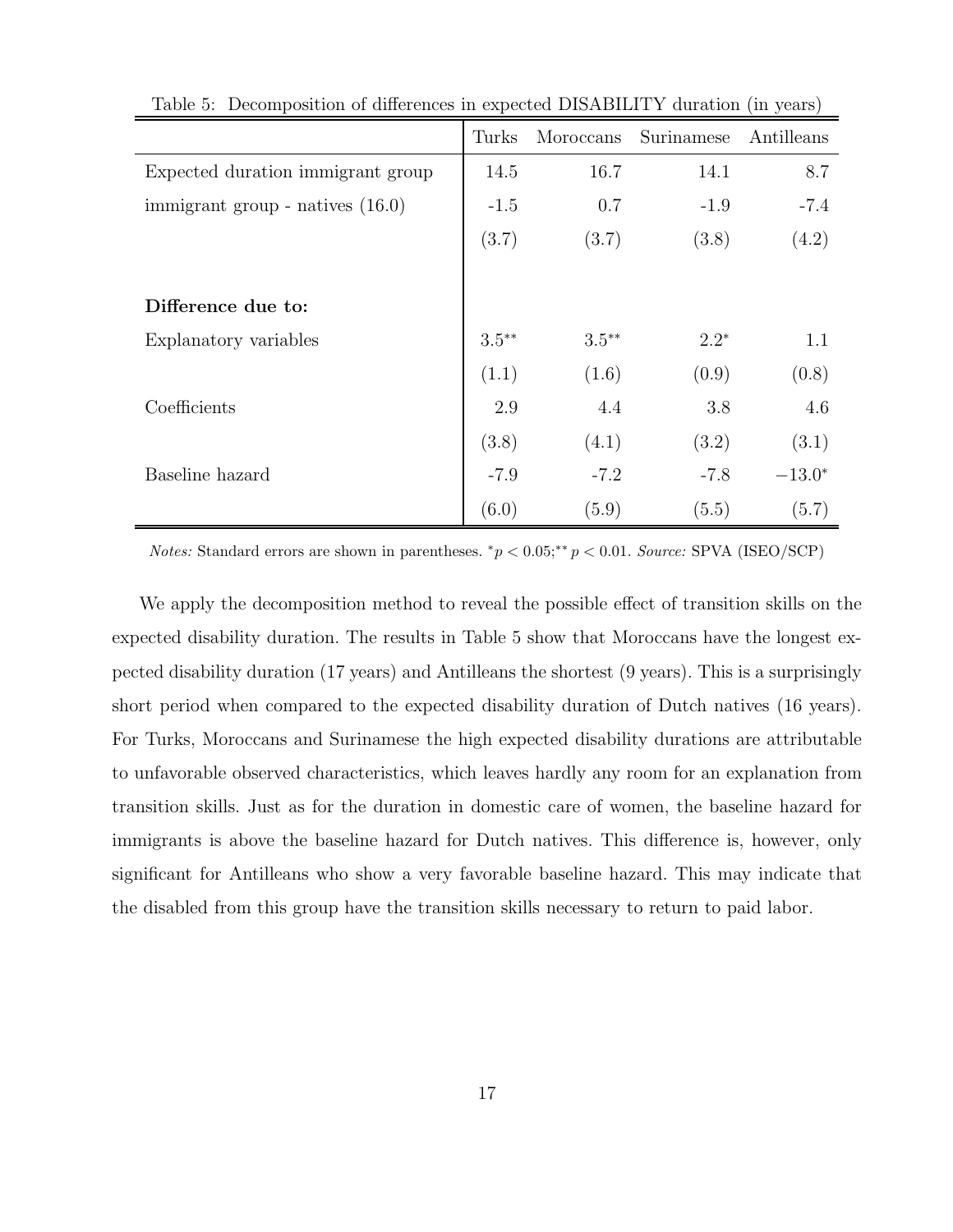Table 5: Decomposition of differences in expected DISABILITY duration (in years)

| | Turks | Moroccans | Surinamese | Antilleans |
|---|---|---|---|---|
| Expected duration immigrant group | 14.5 | 16.7 | 14.1 | 8.7 |
| immigrant group - natives (16.0) | -1.5 | 0.7 | -1.9 | -7.4 |
| | (3.7) | (3.7) | (3.8) | (4.2) |
| **Difference due to:** | | | | |
| Explanatory variables | $3.5^{**}$ | $3.5^{**}$ | $2.2^{*}$ | 1.1 |
| | (1.1) | (1.6) | (0.9) | (0.8) |
| Coefficients | 2.9 | 4.4 | 3.8 | 4.6 |
| | (3.8) | (4.1) | (3.2) | (3.1) |
| Baseline hazard | -7.9 | -7.2 | -7.8 | $-13.0^{*}$ |
| | (6.0) | (5.9) | (5.5) | (5.7) |

*Notes:* Standard errors are shown in parentheses. $^{*}p < 0.05$;$^{**}p < 0.01$. *Source:* SPVA (ISEO/SCP)

We apply the decomposition method to reveal the possible effect of transition skills on the expected disability duration. The results in Table 5 show that Moroccans have the longest expected disability duration (17 years) and Antilleans the shortest (9 years). This is a surprisingly short period when compared to the expected disability duration of Dutch natives (16 years). For Turks, Moroccans and Surinamese the high expected disability durations are attributable to unfavorable observed characteristics, which leaves hardly any room for an explanation from transition skills. Just as for the duration in domestic care of women, the baseline hazard for immigrants is above the baseline hazard for Dutch natives. This difference is, however, only significant for Antilleans who show a very favorable baseline hazard. This may indicate that the disabled from this group have the transition skills necessary to return to paid labor.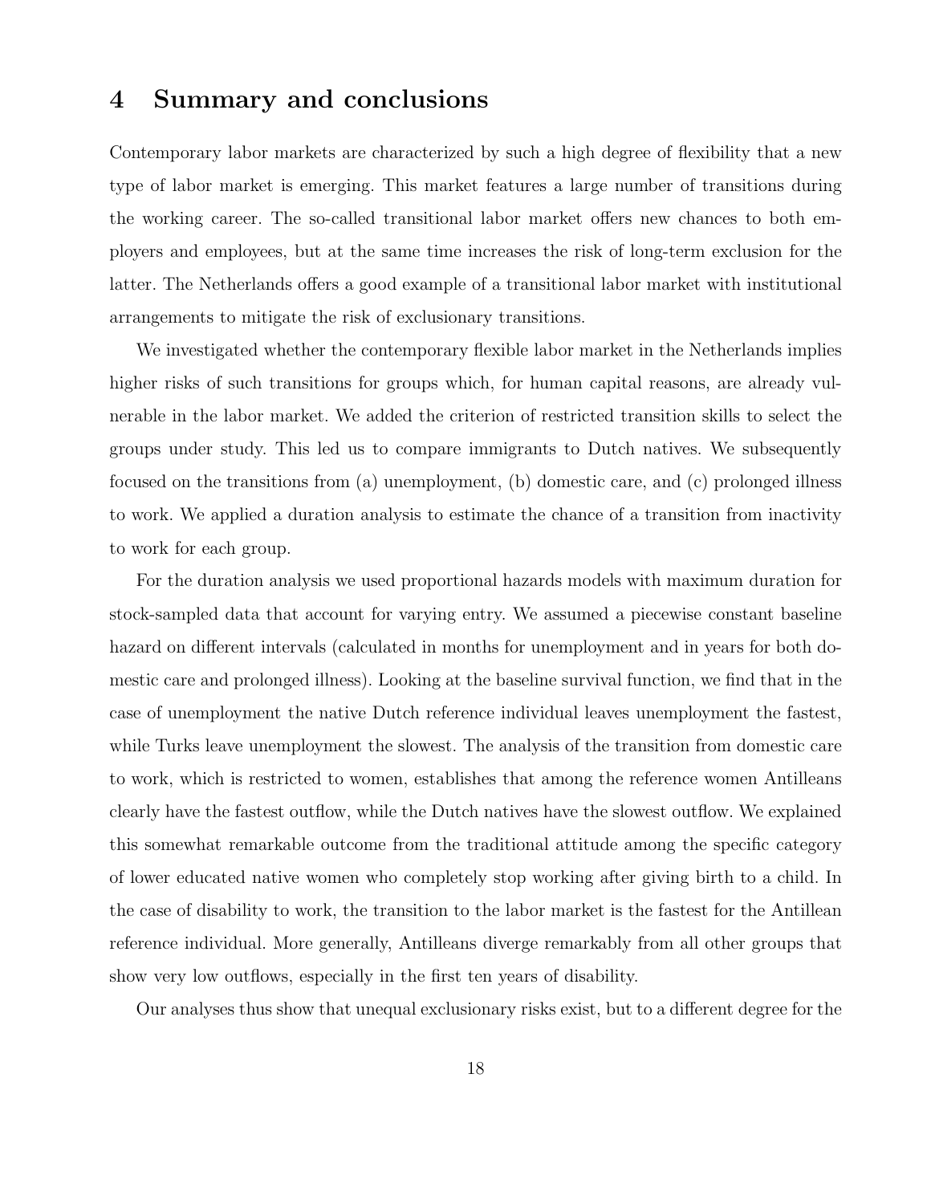# 4 Summary and conclusions

Contemporary labor markets are characterized by such a high degree of flexibility that a new type of labor market is emerging. This market features a large number of transitions during the working career. The so-called transitional labor market offers new chances to both employers and employees, but at the same time increases the risk of long-term exclusion for the latter. The Netherlands offers a good example of a transitional labor market with institutional arrangements to mitigate the risk of exclusionary transitions.

We investigated whether the contemporary flexible labor market in the Netherlands implies higher risks of such transitions for groups which, for human capital reasons, are already vulnerable in the labor market. We added the criterion of restricted transition skills to select the groups under study. This led us to compare immigrants to Dutch natives. We subsequently focused on the transitions from (a) unemployment, (b) domestic care, and (c) prolonged illness to work. We applied a duration analysis to estimate the chance of a transition from inactivity to work for each group.

For the duration analysis we used proportional hazards models with maximum duration for stock-sampled data that account for varying entry. We assumed a piecewise constant baseline hazard on different intervals (calculated in months for unemployment and in years for both domestic care and prolonged illness). Looking at the baseline survival function, we find that in the case of unemployment the native Dutch reference individual leaves unemployment the fastest, while Turks leave unemployment the slowest. The analysis of the transition from domestic care to work, which is restricted to women, establishes that among the reference women Antilleans clearly have the fastest outflow, while the Dutch natives have the slowest outflow. We explained this somewhat remarkable outcome from the traditional attitude among the specific category of lower educated native women who completely stop working after giving birth to a child. In the case of disability to work, the transition to the labor market is the fastest for the Antillean reference individual. More generally, Antilleans diverge remarkably from all other groups that show very low outflows, especially in the first ten years of disability.

Our analyses thus show that unequal exclusionary risks exist, but to a different degree for the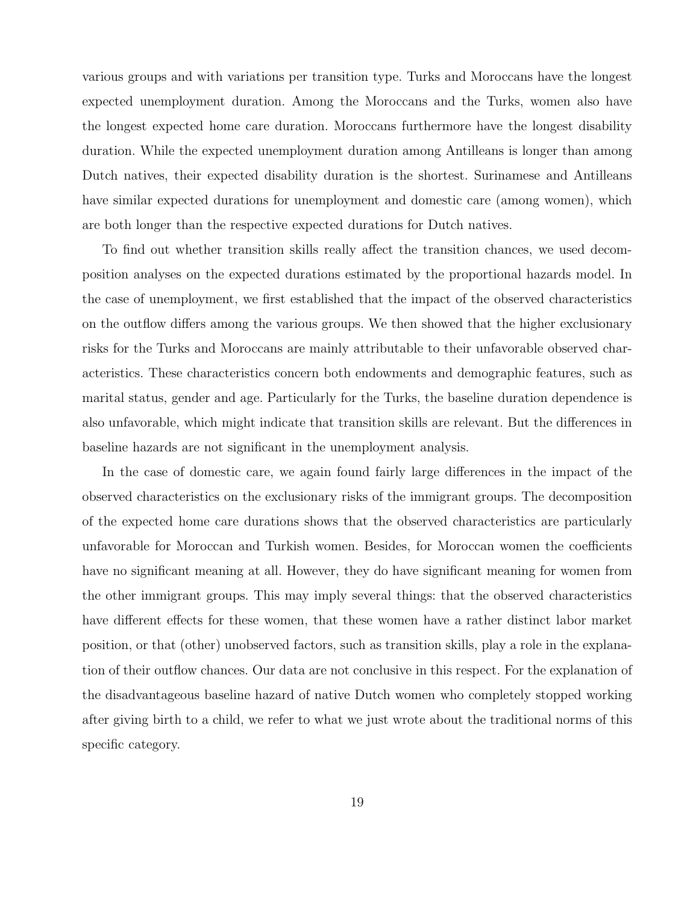various groups and with variations per transition type. Turks and Moroccans have the longest expected unemployment duration. Among the Moroccans and the Turks, women also have the longest expected home care duration. Moroccans furthermore have the longest disability duration. While the expected unemployment duration among Antilleans is longer than among Dutch natives, their expected disability duration is the shortest. Surinamese and Antilleans have similar expected durations for unemployment and domestic care (among women), which are both longer than the respective expected durations for Dutch natives.

To find out whether transition skills really affect the transition chances, we used decomposition analyses on the expected durations estimated by the proportional hazards model. In the case of unemployment, we first established that the impact of the observed characteristics on the outflow differs among the various groups. We then showed that the higher exclusionary risks for the Turks and Moroccans are mainly attributable to their unfavorable observed characteristics. These characteristics concern both endowments and demographic features, such as marital status, gender and age. Particularly for the Turks, the baseline duration dependence is also unfavorable, which might indicate that transition skills are relevant. But the differences in baseline hazards are not significant in the unemployment analysis.

In the case of domestic care, we again found fairly large differences in the impact of the observed characteristics on the exclusionary risks of the immigrant groups. The decomposition of the expected home care durations shows that the observed characteristics are particularly unfavorable for Moroccan and Turkish women. Besides, for Moroccan women the coefficients have no significant meaning at all. However, they do have significant meaning for women from the other immigrant groups. This may imply several things: that the observed characteristics have different effects for these women, that these women have a rather distinct labor market position, or that (other) unobserved factors, such as transition skills, play a role in the explanation of their outflow chances. Our data are not conclusive in this respect. For the explanation of the disadvantageous baseline hazard of native Dutch women who completely stopped working after giving birth to a child, we refer to what we just wrote about the traditional norms of this specific category.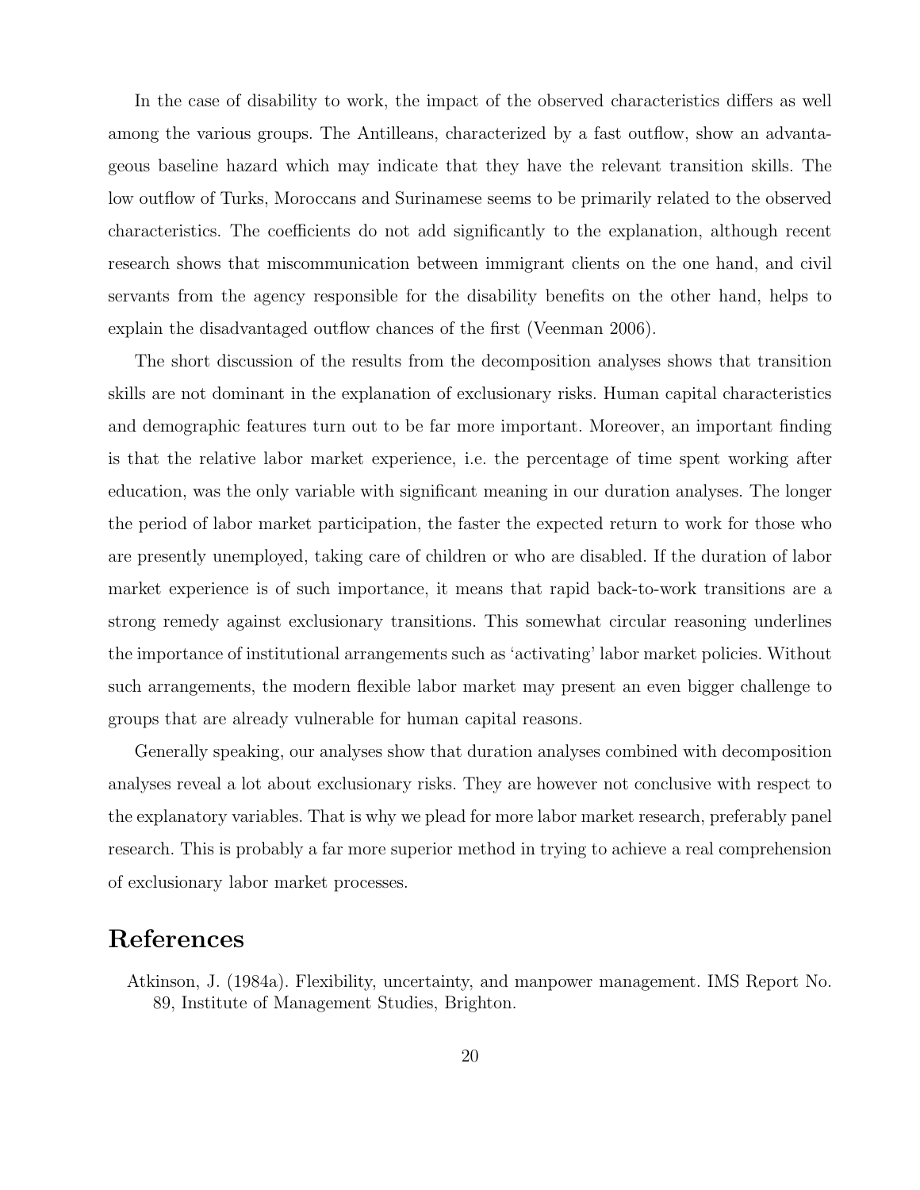In the case of disability to work, the impact of the observed characteristics differs as well among the various groups. The Antilleans, characterized by a fast outflow, show an advantageous baseline hazard which may indicate that they have the relevant transition skills. The low outflow of Turks, Moroccans and Surinamese seems to be primarily related to the observed characteristics. The coefficients do not add significantly to the explanation, although recent research shows that miscommunication between immigrant clients on the one hand, and civil servants from the agency responsible for the disability benefits on the other hand, helps to explain the disadvantaged outflow chances of the first (Veenman 2006).

The short discussion of the results from the decomposition analyses shows that transition skills are not dominant in the explanation of exclusionary risks. Human capital characteristics and demographic features turn out to be far more important. Moreover, an important finding is that the relative labor market experience, i.e. the percentage of time spent working after education, was the only variable with significant meaning in our duration analyses. The longer the period of labor market participation, the faster the expected return to work for those who are presently unemployed, taking care of children or who are disabled. If the duration of labor market experience is of such importance, it means that rapid back-to-work transitions are a strong remedy against exclusionary transitions. This somewhat circular reasoning underlines the importance of institutional arrangements such as 'activating' labor market policies. Without such arrangements, the modern flexible labor market may present an even bigger challenge to groups that are already vulnerable for human capital reasons.

Generally speaking, our analyses show that duration analyses combined with decomposition analyses reveal a lot about exclusionary risks. They are however not conclusive with respect to the explanatory variables. That is why we plead for more labor market research, preferably panel research. This is probably a far more superior method in trying to achieve a real comprehension of exclusionary labor market processes.

# References

Atkinson, J. (1984a). Flexibility, uncertainty, and manpower management. IMS Report No. 89, Institute of Management Studies, Brighton.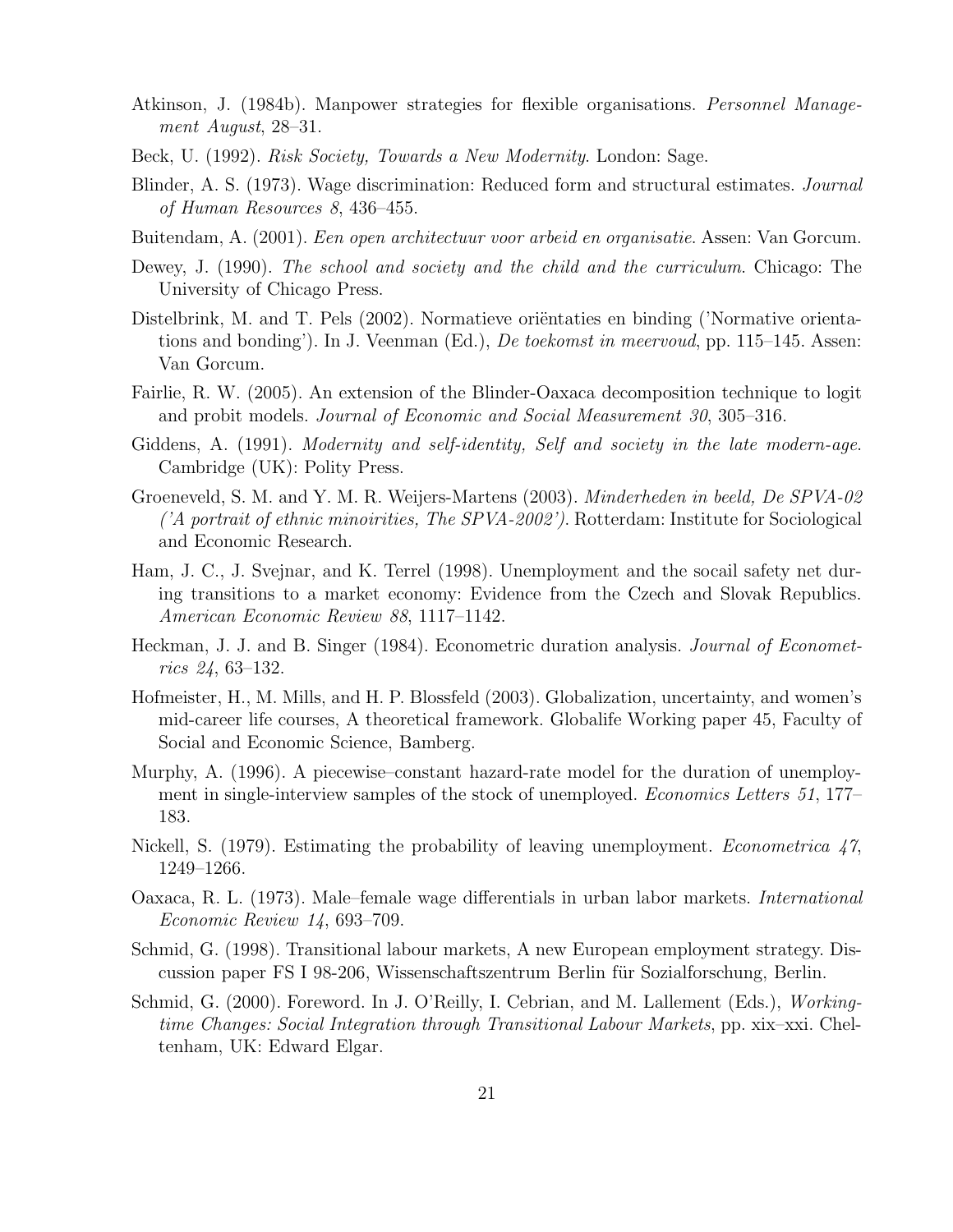Atkinson, J. (1984b). Manpower strategies for flexible organisations. *Personnel Management August*, 28–31.

Beck, U. (1992). *Risk Society, Towards a New Modernity*. London: Sage.

Blinder, A. S. (1973). Wage discrimination: Reduced form and structural estimates. *Journal of Human Resources 8*, 436–455.

Buitendam, A. (2001). *Een open architectuur voor arbeid en organisatie*. Assen: Van Gorcum.

Dewey, J. (1990). *The school and society and the child and the curriculum*. Chicago: The University of Chicago Press.

Distelbrink, M. and T. Pels (2002). Normatieve oriëntaties en binding ('Normative orientations and bonding'). In J. Veenman (Ed.), *De toekomst in meervoud*, pp. 115–145. Assen: Van Gorcum.

Fairlie, R. W. (2005). An extension of the Blinder-Oaxaca decomposition technique to logit and probit models. *Journal of Economic and Social Measurement 30*, 305–316.

Giddens, A. (1991). *Modernity and self-identity, Self and society in the late modern-age*. Cambridge (UK): Polity Press.

Groeneveld, S. M. and Y. M. R. Weijers-Martens (2003). *Minderheden in beeld, De SPVA-02 ('A portrait of ethnic minoirities, The SPVA-2002')*. Rotterdam: Institute for Sociological and Economic Research.

Ham, J. C., J. Svejnar, and K. Terrel (1998). Unemployment and the socail safety net during transitions to a market economy: Evidence from the Czech and Slovak Republics. *American Economic Review 88*, 1117–1142.

Heckman, J. J. and B. Singer (1984). Econometric duration analysis. *Journal of Econometrics 24*, 63–132.

Hofmeister, H., M. Mills, and H. P. Blossfeld (2003). Globalization, uncertainty, and women's mid-career life courses, A theoretical framework. Globalife Working paper 45, Faculty of Social and Economic Science, Bamberg.

Murphy, A. (1996). A piecewise–constant hazard-rate model for the duration of unemployment in single-interview samples of the stock of unemployed. *Economics Letters 51*, 177–183.

Nickell, S. (1979). Estimating the probability of leaving unemployment. *Econometrica 47*, 1249–1266.

Oaxaca, R. L. (1973). Male–female wage differentials in urban labor markets. *International Economic Review 14*, 693–709.

Schmid, G. (1998). Transitional labour markets, A new European employment strategy. Discussion paper FS I 98-206, Wissenschaftszentrum Berlin für Sozialforschung, Berlin.

Schmid, G. (2000). Foreword. In J. O'Reilly, I. Cebrian, and M. Lallement (Eds.), *Working-time Changes: Social Integration through Transitional Labour Markets*, pp. xix–xxi. Cheltenham, UK: Edward Elgar.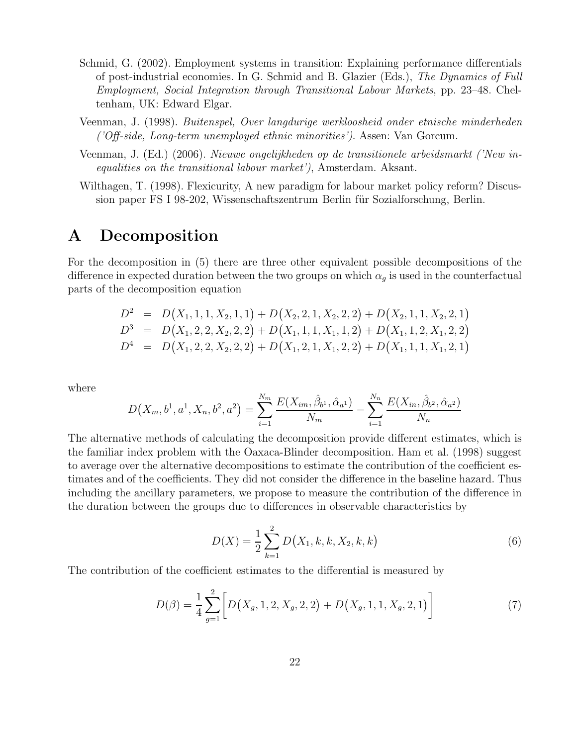Schmid, G. (2002). Employment systems in transition: Explaining performance differentials of post-industrial economies. In G. Schmid and B. Glazier (Eds.), *The Dynamics of Full Employment, Social Integration through Transitional Labour Markets*, pp. 23–48. Cheltenham, UK: Edward Elgar.

Veenman, J. (1998). *Buitenspel, Over langdurige werkloosheid onder etnische minderheden ('Off-side, Long-term unemployed ethnic minorities').* Assen: Van Gorcum.

Veenman, J. (Ed.) (2006). *Nieuwe ongelijkheden op de transitionele arbeidsmarkt ('New inequalities on the transitional labour market')*, Amsterdam. Aksant.

Wilthagen, T. (1998). Flexicurity, A new paradigm for labour market policy reform? Discussion paper FS I 98-202, Wissenschaftszentrum Berlin für Sozialforschung, Berlin.

# A Decomposition

For the decomposition in (5) there are three other equivalent possible decompositions of the difference in expected duration between the two groups on which $\alpha_g$ is used in the counterfactual parts of the decomposition equation

$$
\begin{aligned}
D^2 &= D\big(X_1, 1, 1, X_2, 1, 1\big) + D\big(X_2, 2, 1, X_2, 2, 2\big) + D\big(X_2, 1, 1, X_2, 2, 1\big) \\
D^3 &= D\big(X_1, 2, 2, X_2, 2, 2\big) + D\big(X_1, 1, 1, X_1, 1, 2\big) + D\big(X_1, 1, 2, X_1, 2, 2\big) \\
D^4 &= D\big(X_1, 2, 2, X_2, 2, 2\big) + D\big(X_1, 2, 1, X_1, 2, 2\big) + D\big(X_1, 1, 1, X_1, 2, 1\big)
\end{aligned}
$$

where

$$
D\big(X_m, b^1, a^1, X_n, b^2, a^2\big) = \sum_{i=1}^{N_m} \frac{E(X_{im}, \hat{\beta}_{b^1}, \hat{\alpha}_{a^1})}{N_m} - \sum_{i=1}^{N_n} \frac{E(X_{in}, \hat{\beta}_{b^2}, \hat{\alpha}_{a^2})}{N_n}
$$

The alternative methods of calculating the decomposition provide different estimates, which is the familiar index problem with the Oaxaca-Blinder decomposition. Ham et al. (1998) suggest to average over the alternative decompositions to estimate the contribution of the coefficient estimates and of the coefficients. They did not consider the difference in the baseline hazard. Thus including the ancillary parameters, we propose to measure the contribution of the difference in the duration between the groups due to differences in observable characteristics by

$$
D(X) = \frac{1}{2} \sum_{k=1}^{2} D\big(X_1, k, k, X_2, k, k\big) \tag{6}
$$

The contribution of the coefficient estimates to the differential is measured by

$$
D(\beta) = \frac{1}{4} \sum_{g=1}^{2} \Big[ D\big(X_g, 1, 2, X_g, 2, 2\big) + D\big(X_g, 1, 1, X_g, 2, 1\big) \Big] \tag{7}
$$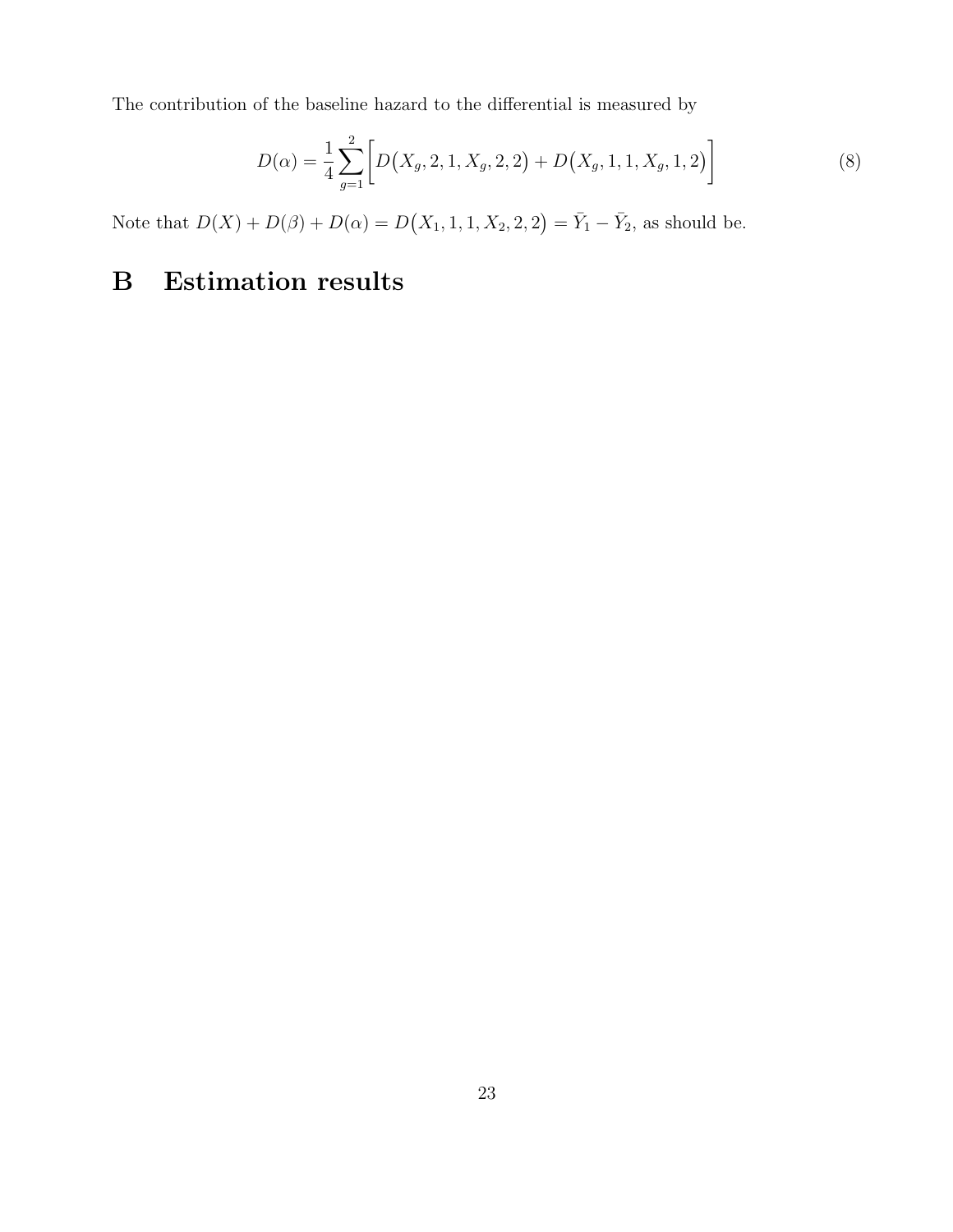The contribution of the baseline hazard to the differential is measured by

$$D(\alpha) = \frac{1}{4}\sum_{g=1}^{2}\Big[D\big(X_g, 2, 1, X_g, 2, 2\big) + D\big(X_g, 1, 1, X_g, 1, 2\big)\Big] \tag{8}$$

Note that $D(X) + D(\beta) + D(\alpha) = D\big(X_1, 1, 1, X_2, 2, 2\big) = \bar{Y}_1 - \bar{Y}_2$, as should be.

# B Estimation results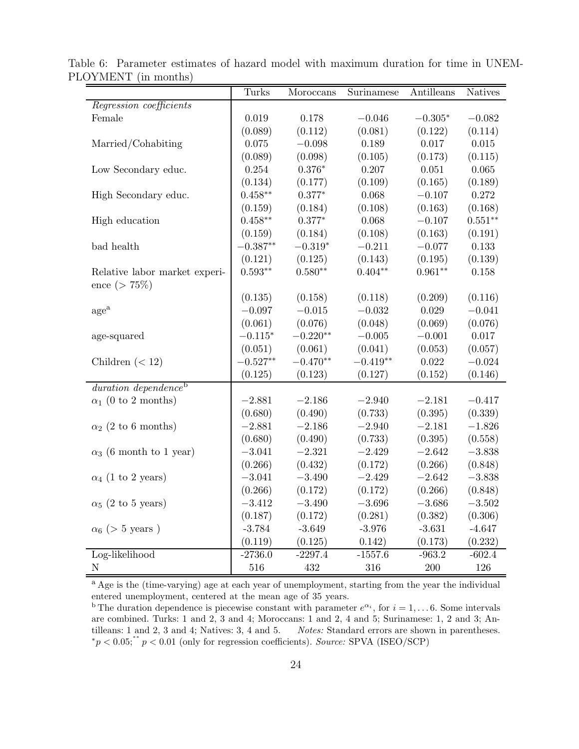Table 6: Parameter estimates of hazard model with maximum duration for time in UNEMPLOYMENT (in months)

| | Turks | Moroccans | Surinamese | Antilleans | Natives |
|---|---|---|---|---|---|
| *Regression coefficients* | | | | | |
| Female | 0.019 | 0.178 | $-0.046$ | $-0.305^{*}$ | $-0.082$ |
| | (0.089) | (0.112) | (0.081) | (0.122) | (0.114) |
| Married/Cohabiting | 0.075 | $-0.098$ | 0.189 | 0.017 | 0.015 |
| | (0.089) | (0.098) | (0.105) | (0.173) | (0.115) |
| Low Secondary educ. | 0.254 | $0.376^{*}$ | 0.207 | 0.051 | 0.065 |
| | (0.134) | (0.177) | (0.109) | (0.165) | (0.189) |
| High Secondary educ. | $0.458^{**}$ | $0.377^{*}$ | 0.068 | $-0.107$ | 0.272 |
| | (0.159) | (0.184) | (0.108) | (0.163) | (0.168) |
| High education | $0.458^{**}$ | $0.377^{*}$ | 0.068 | $-0.107$ | $0.551^{**}$ |
| | (0.159) | (0.184) | (0.108) | (0.163) | (0.191) |
| bad health | $-0.387^{**}$ | $-0.319^{*}$ | $-0.211$ | $-0.077$ | 0.133 |
| | (0.121) | (0.125) | (0.143) | (0.195) | (0.139) |
| Relative labor market experience ($> 75\%$) | $0.593^{**}$ | $0.580^{**}$ | $0.404^{**}$ | $0.961^{**}$ | 0.158 |
| | (0.135) | (0.158) | (0.118) | (0.209) | (0.116) |
| age[a] | $-0.097$ | $-0.015$ | $-0.032$ | 0.029 | $-0.041$ |
| | (0.061) | (0.076) | (0.048) | (0.069) | (0.076) |
| age-squared | $-0.115^{*}$ | $-0.220^{**}$ | $-0.005$ | $-0.001$ | 0.017 |
| | (0.051) | (0.061) | (0.041) | (0.053) | (0.057) |
| Children ($< 12$) | $-0.527^{**}$ | $-0.470^{**}$ | $-0.419^{**}$ | 0.022 | $-0.024$ |
| | (0.125) | (0.123) | (0.127) | (0.152) | (0.146) |
| *duration dependence*[b] | | | | | |
| $\alpha_1$ (0 to 2 months) | $-2.881$ | $-2.186$ | $-2.940$ | $-2.181$ | $-0.417$ |
| | (0.680) | (0.490) | (0.733) | (0.395) | (0.339) |
| $\alpha_2$ (2 to 6 months) | $-2.881$ | $-2.186$ | $-2.940$ | $-2.181$ | $-1.826$ |
| | (0.680) | (0.490) | (0.733) | (0.395) | (0.558) |
| $\alpha_3$ (6 month to 1 year) | $-3.041$ | $-2.321$ | $-2.429$ | $-2.642$ | $-3.838$ |
| | (0.266) | (0.432) | (0.172) | (0.266) | (0.848) |
| $\alpha_4$ (1 to 2 years) | $-3.041$ | $-3.490$ | $-2.429$ | $-2.642$ | $-3.838$ |
| | (0.266) | (0.172) | (0.172) | (0.266) | (0.848) |
| $\alpha_5$ (2 to 5 years) | $-3.412$ | $-3.490$ | $-3.696$ | $-3.686$ | $-3.502$ |
| | (0.187) | (0.172) | (0.281) | (0.382) | (0.306) |
| $\alpha_6$ ($> 5$ years ) | -3.784 | -3.649 | -3.976 | -3.631 | -4.647 |
| | (0.119) | (0.125) | 0.142) | (0.173) | (0.232) |
| Log-likelihood | -2736.0 | -2297.4 | -1557.6 | -963.2 | -602.4 |
| N | 516 | 432 | 316 | 200 | 126 |

[a] Age is the (time-varying) age at each year of unemployment, starting from the year the individual entered unemployment, centered at the mean age of 35 years.

[b] The duration dependence is piecewise constant with parameter $e^{\alpha_i}$, for $i = 1, \ldots 6$. Some intervals are combined. Turks: 1 and 2, 3 and 4; Moroccans: 1 and 2, 4 and 5; Surinamese: 1, 2 and 3; Antilleans: 1 and 2, 3 and 4; Natives: 3, 4 and 5. *Notes:* Standard errors are shown in parentheses. $^{*}p < 0.05$; $^{**}p < 0.01$ (only for regression coefficients). *Source:* SPVA (ISEO/SCP)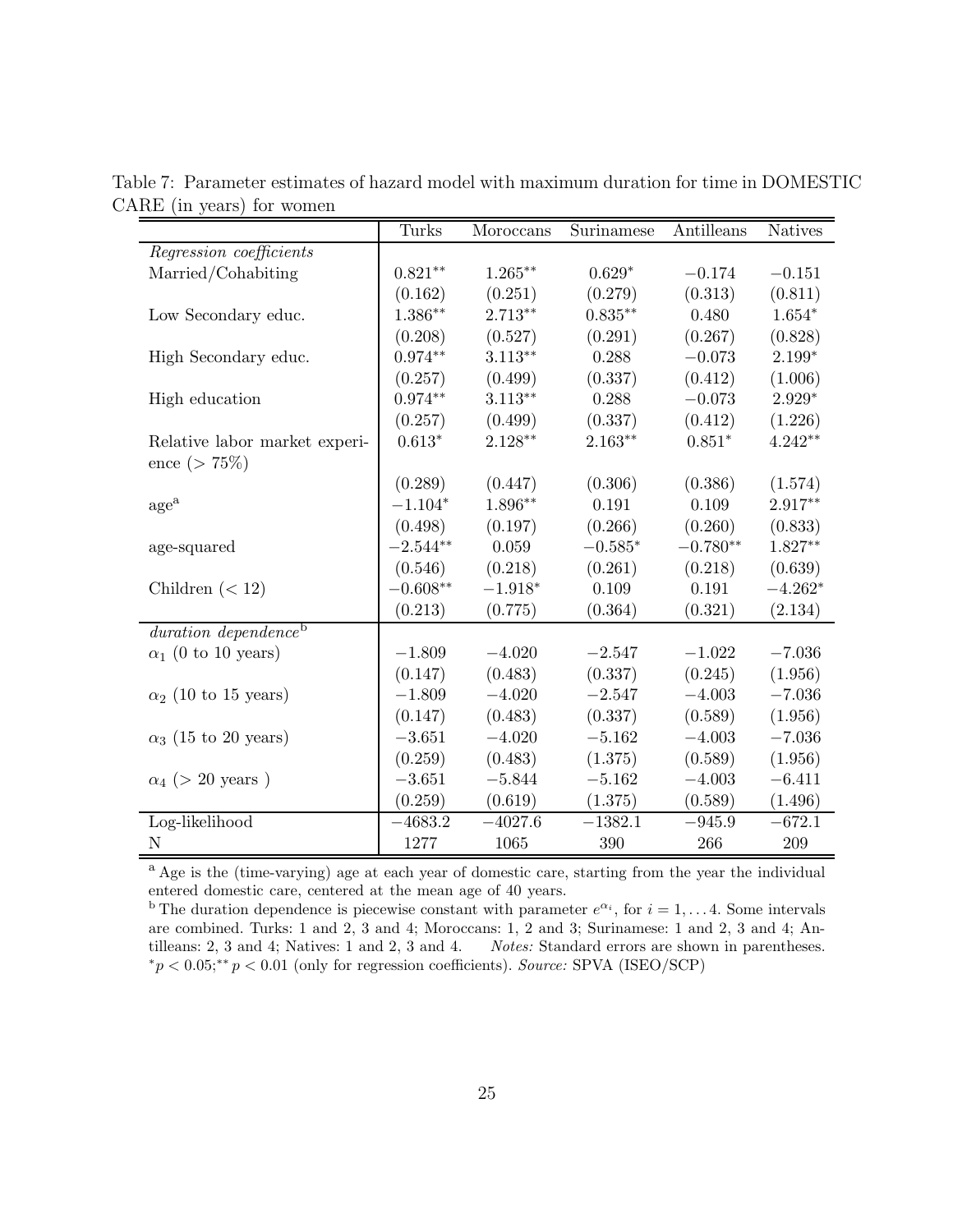Table 7: Parameter estimates of hazard model with maximum duration for time in DOMESTIC CARE (in years) for women

| | Turks | Moroccans | Surinamese | Antilleans | Natives |
|---|---|---|---|---|---|
| *Regression coefficients* | | | | | |
| Married/Cohabiting | $0.821^{**}$ | $1.265^{**}$ | $0.629^{*}$ | $-0.174$ | $-0.151$ |
| | (0.162) | (0.251) | (0.279) | (0.313) | (0.811) |
| Low Secondary educ. | $1.386^{**}$ | $2.713^{**}$ | $0.835^{**}$ | 0.480 | $1.654^{*}$ |
| | (0.208) | (0.527) | (0.291) | (0.267) | (0.828) |
| High Secondary educ. | $0.974^{**}$ | $3.113^{**}$ | 0.288 | $-0.073$ | $2.199^{*}$ |
| | (0.257) | (0.499) | (0.337) | (0.412) | (1.006) |
| High education | $0.974^{**}$ | $3.113^{**}$ | 0.288 | $-0.073$ | $2.929^{*}$ |
| | (0.257) | (0.499) | (0.337) | (0.412) | (1.226) |
| Relative labor market experience ($> 75\%$) | $0.613^{*}$ | $2.128^{**}$ | $2.163^{**}$ | $0.851^{*}$ | $4.242^{**}$ |
| | (0.289) | (0.447) | (0.306) | (0.386) | (1.574) |
| age[a] | $-1.104^{*}$ | $1.896^{**}$ | 0.191 | 0.109 | $2.917^{**}$ |
| | (0.498) | (0.197) | (0.266) | (0.260) | (0.833) |
| age-squared | $-2.544^{**}$ | 0.059 | $-0.585^{*}$ | $-0.780^{**}$ | $1.827^{**}$ |
| | (0.546) | (0.218) | (0.261) | (0.218) | (0.639) |
| Children ($< 12$) | $-0.608^{**}$ | $-1.918^{*}$ | 0.109 | 0.191 | $-4.262^{*}$ |
| | (0.213) | (0.775) | (0.364) | (0.321) | (2.134) |
| *duration dependence*[b] | | | | | |
| $\alpha_1$ (0 to 10 years) | $-1.809$ | $-4.020$ | $-2.547$ | $-1.022$ | $-7.036$ |
| | (0.147) | (0.483) | (0.337) | (0.245) | (1.956) |
| $\alpha_2$ (10 to 15 years) | $-1.809$ | $-4.020$ | $-2.547$ | $-4.003$ | $-7.036$ |
| | (0.147) | (0.483) | (0.337) | (0.589) | (1.956) |
| $\alpha_3$ (15 to 20 years) | $-3.651$ | $-4.020$ | $-5.162$ | $-4.003$ | $-7.036$ |
| | (0.259) | (0.483) | (1.375) | (0.589) | (1.956) |
| $\alpha_4$ ($> 20$ years ) | $-3.651$ | $-5.844$ | $-5.162$ | $-4.003$ | $-6.411$ |
| | (0.259) | (0.619) | (1.375) | (0.589) | (1.496) |
| Log-likelihood | $-4683.2$ | $-4027.6$ | $-1382.1$ | $-945.9$ | $-672.1$ |
| N | 1277 | 1065 | 390 | 266 | 209 |

[a] Age is the (time-varying) age at each year of domestic care, starting from the year the individual entered domestic care, centered at the mean age of 40 years.

[b] The duration dependence is piecewise constant with parameter $e^{\alpha_i}$, for $i = 1, \ldots 4$. Some intervals are combined. Turks: 1 and 2, 3 and 4; Moroccans: 1, 2 and 3; Surinamese: 1 and 2, 3 and 4; Antilleans: 2, 3 and 4; Natives: 1 and 2, 3 and 4. *Notes:* Standard errors are shown in parentheses. $^{*}p < 0.05$; $^{**}p < 0.01$ (only for regression coefficients). *Source:* SPVA (ISEO/SCP)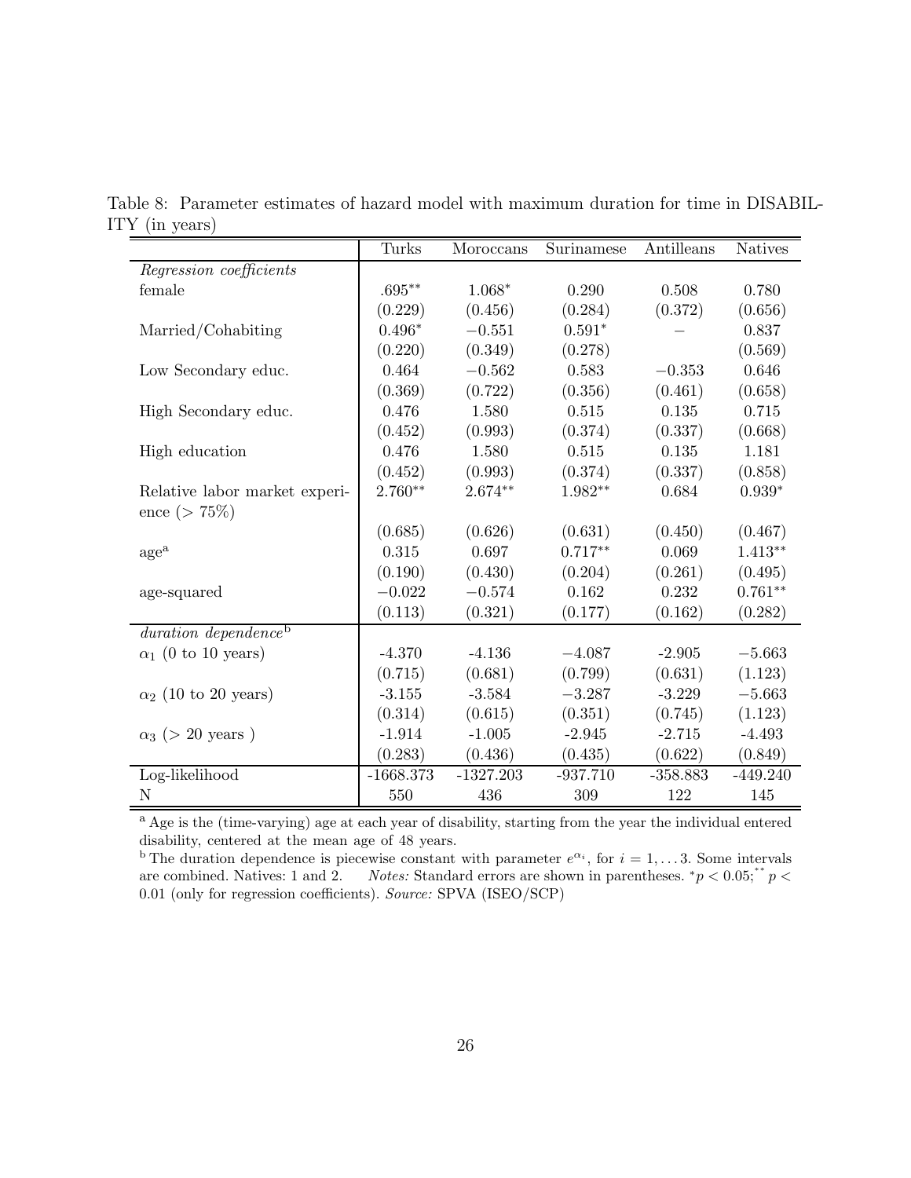Table 8: Parameter estimates of hazard model with maximum duration for time in DISABILITY (in years)

| | Turks | Moroccans | Surinamese | Antilleans | Natives |
|---|---|---|---|---|---|
| *Regression coefficients* | | | | | |
| female | $.695^{**}$ | $1.068^{*}$ | 0.290 | 0.508 | 0.780 |
| | (0.229) | (0.456) | (0.284) | (0.372) | (0.656) |
| Married/Cohabiting | $0.496^{*}$ | $-0.551$ | $0.591^{*}$ | – | 0.837 |
| | (0.220) | (0.349) | (0.278) | | (0.569) |
| Low Secondary educ. | 0.464 | $-0.562$ | 0.583 | $-0.353$ | 0.646 |
| | (0.369) | (0.722) | (0.356) | (0.461) | (0.658) |
| High Secondary educ. | 0.476 | 1.580 | 0.515 | 0.135 | 0.715 |
| | (0.452) | (0.993) | (0.374) | (0.337) | (0.668) |
| High education | 0.476 | 1.580 | 0.515 | 0.135 | 1.181 |
| | (0.452) | (0.993) | (0.374) | (0.337) | (0.858) |
| Relative labor market experience ($> 75\%$) | $2.760^{**}$ | $2.674^{**}$ | $1.982^{**}$ | 0.684 | $0.939^{*}$ |
| | (0.685) | (0.626) | (0.631) | (0.450) | (0.467) |
| age[a] | 0.315 | 0.697 | $0.717^{**}$ | 0.069 | $1.413^{**}$ |
| | (0.190) | (0.430) | (0.204) | (0.261) | (0.495) |
| age-squared | $-0.022$ | $-0.574$ | 0.162 | 0.232 | $0.761^{**}$ |
| | (0.113) | (0.321) | (0.177) | (0.162) | (0.282) |
| *duration dependence*[b] | | | | | |
| $\alpha_1$ (0 to 10 years) | -4.370 | -4.136 | $-4.087$ | -2.905 | $-5.663$ |
| | (0.715) | (0.681) | (0.799) | (0.631) | (1.123) |
| $\alpha_2$ (10 to 20 years) | -3.155 | -3.584 | $-3.287$ | -3.229 | $-5.663$ |
| | (0.314) | (0.615) | (0.351) | (0.745) | (1.123) |
| $\alpha_3$ ($> 20$ years ) | -1.914 | -1.005 | -2.945 | -2.715 | -4.493 |
| | (0.283) | (0.436) | (0.435) | (0.622) | (0.849) |
| Log-likelihood | -1668.373 | -1327.203 | -937.710 | -358.883 | -449.240 |
| N | 550 | 436 | 309 | 122 | 145 |

[a] Age is the (time-varying) age at each year of disability, starting from the year the individual entered disability, centered at the mean age of 48 years.
[b] The duration dependence is piecewise constant with parameter $e^{\alpha_i}$, for $i = 1, \ldots 3$. Some intervals are combined. Natives: 1 and 2. *Notes:* Standard errors are shown in parentheses. $^{*}p < 0.05$; $^{**}p < 0.01$ (only for regression coefficients). *Source:* SPVA (ISEO/SCP)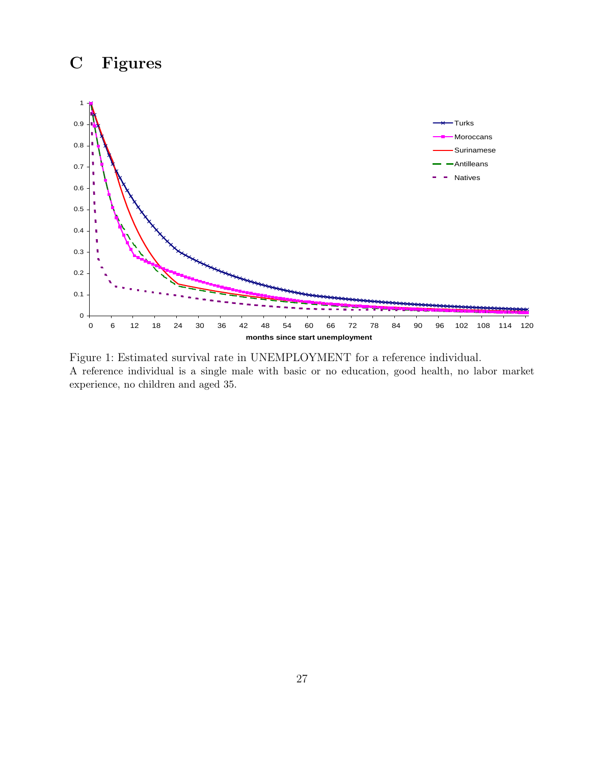# C Figures

Figure 1: Estimated survival rate in UNEMPLOYMENT for a reference individual.
A reference individual is a single male with basic or no education, good health, no labor market experience, no children and aged 35.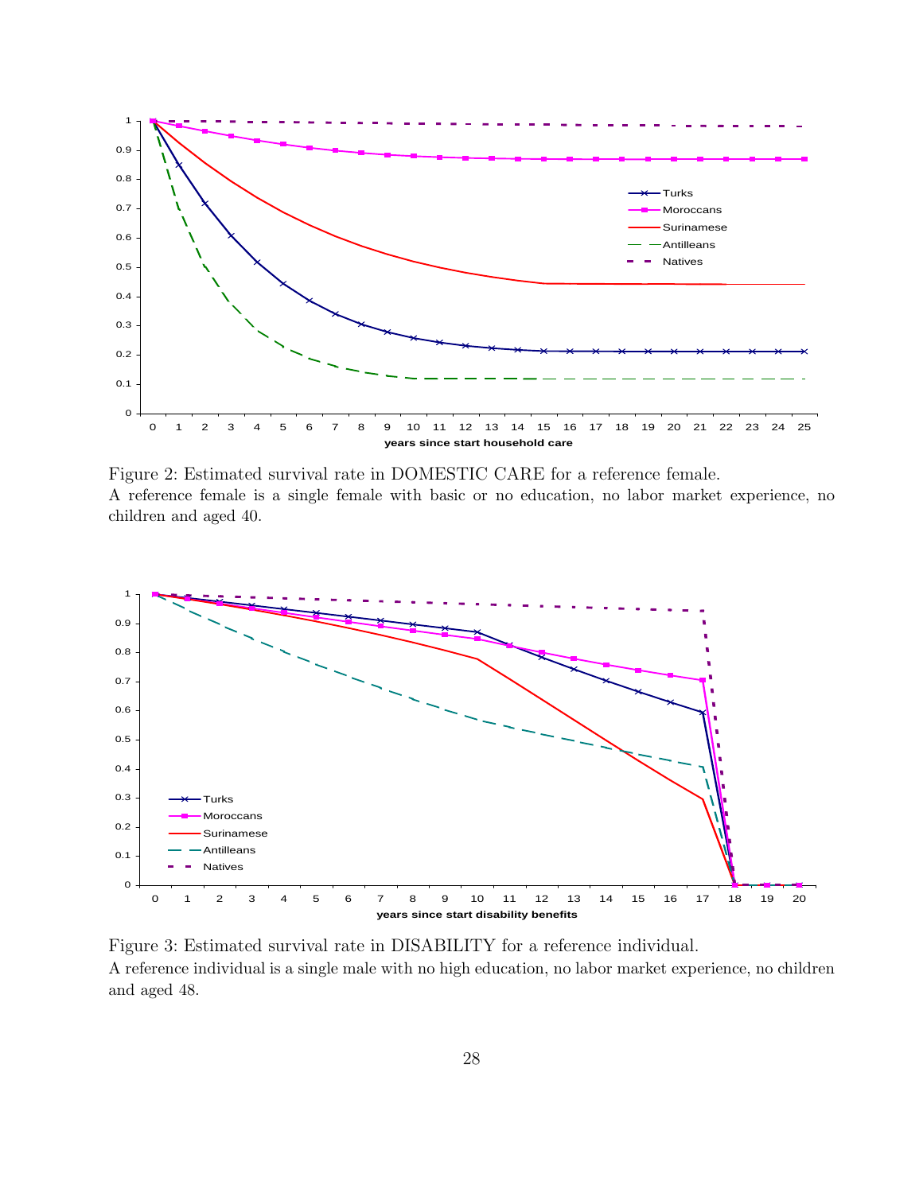1
0.9
0.8
0.7
0.6
0.5
0.4
0.3
0.2
0.1
0

0 1 2 3 4 5 6 7 8 9 10 11 12 13 14 15 16 17 18 19 20 21 22 23 24 25

years since start household care

Turks
Moroccans
Surinamese
Antilleans
Natives

Figure 2: Estimated survival rate in DOMESTIC CARE for a reference female.
A reference female is a single female with basic or no education, no labor market experience, no children and aged 40.

1
0.9
0.8
0.7
0.6
0.5
0.4
0.3
0.2
0.1
0

0 1 2 3 4 5 6 7 8 9 10 11 12 13 14 15 16 17 18 19 20

years since start disability benefits

Turks
Moroccans
Surinamese
Antilleans
Natives

Figure 3: Estimated survival rate in DISABILITY for a reference individual.
A reference individual is a single male with no high education, no labor market experience, no children and aged 48.